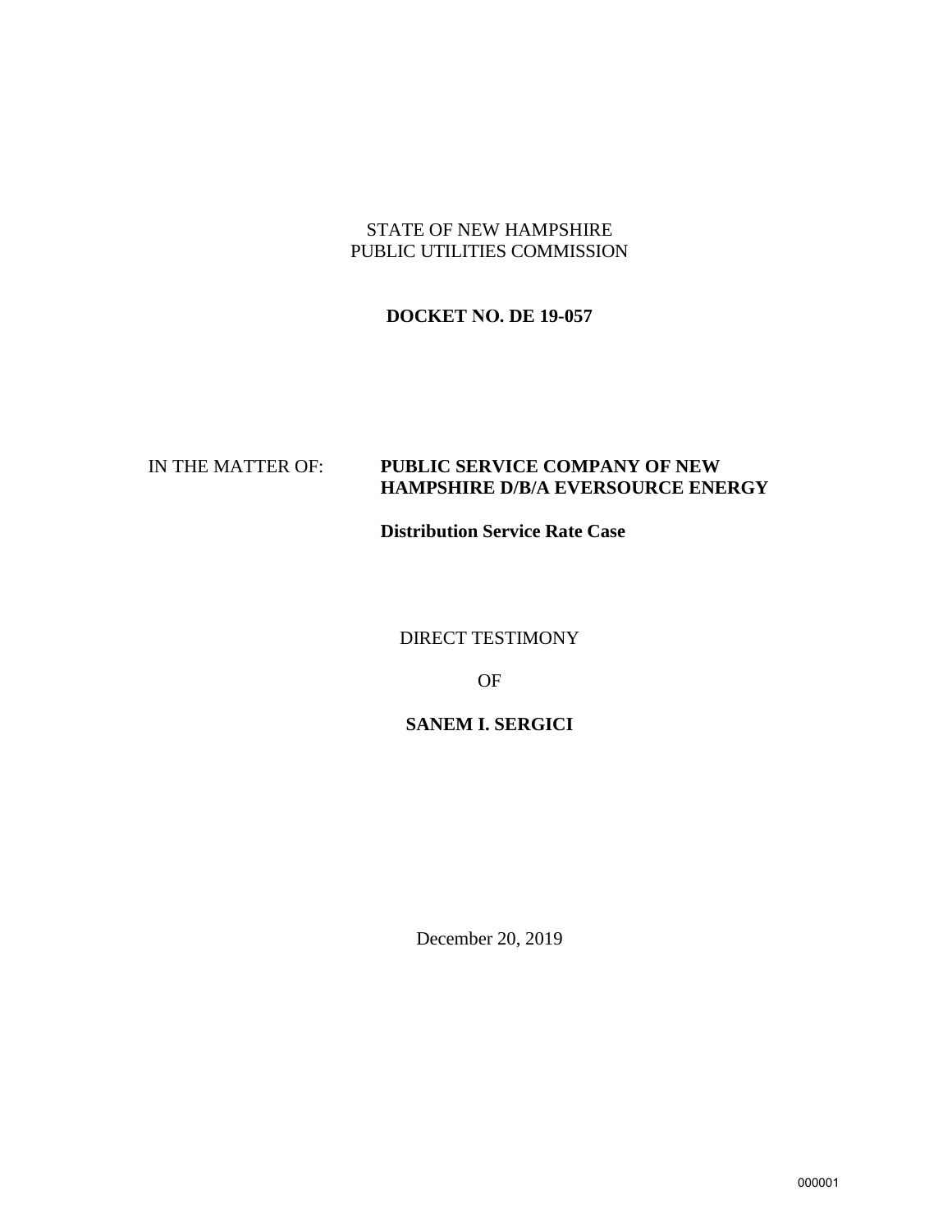STATE OF NEW HAMPSHIRE
PUBLIC UTILITIES COMMISSION

**DOCKET NO. DE 19-057**

IN THE MATTER OF: **PUBLIC SERVICE COMPANY OF NEW HAMPSHIRE D/B/A EVERSOURCE ENERGY**

**Distribution Service Rate Case**

DIRECT TESTIMONY

OF

**SANEM I. SERGICI**

December 20, 2019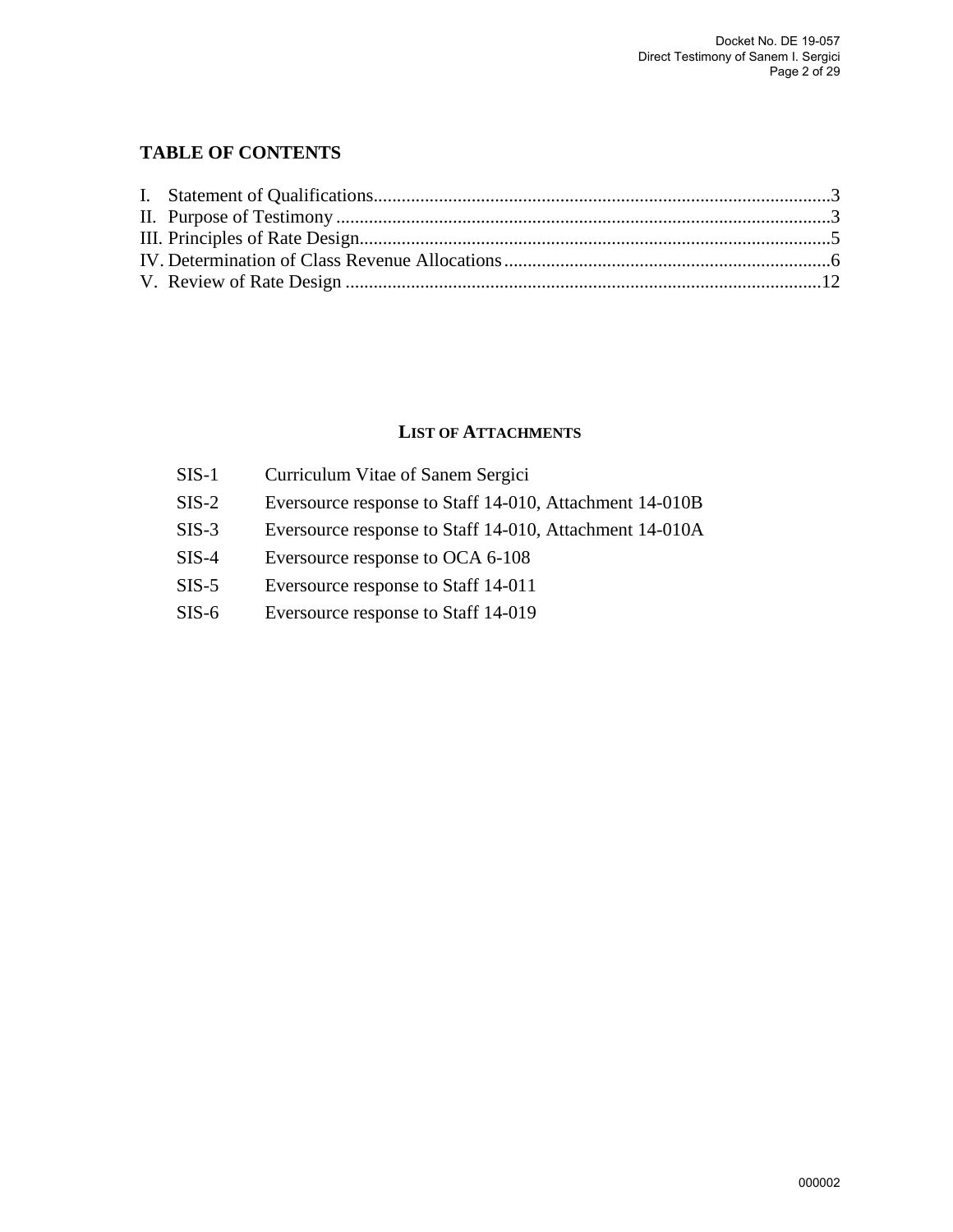## TABLE OF CONTENTS

I. Statement of Qualifications..........3
II. Purpose of Testimony..........3
III. Principles of Rate Design..........5
IV. Determination of Class Revenue Allocations..........6
V. Review of Rate Design..........12

### LIST OF ATTACHMENTS

| | |
|---|---|
| SIS-1 | Curriculum Vitae of Sanem Sergici |
| SIS-2 | Eversource response to Staff 14-010, Attachment 14-010B |
| SIS-3 | Eversource response to Staff 14-010, Attachment 14-010A |
| SIS-4 | Eversource response to OCA 6-108 |
| SIS-5 | Eversource response to Staff 14-011 |
| SIS-6 | Eversource response to Staff 14-019 |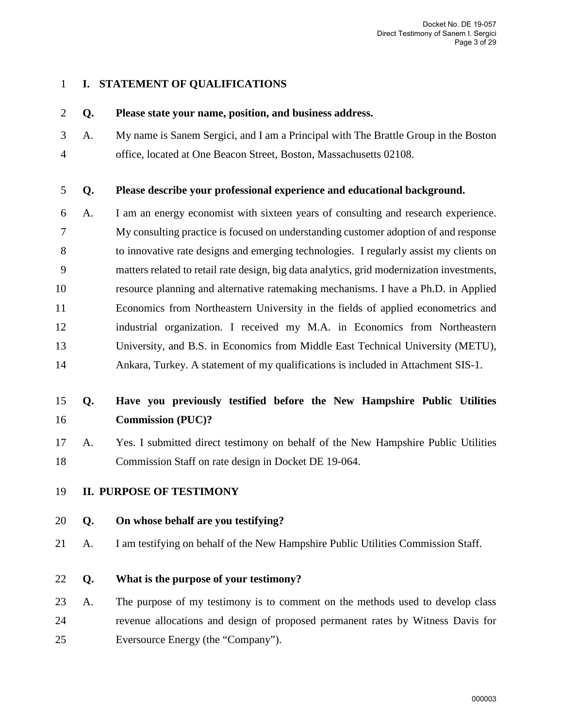## I. STATEMENT OF QUALIFICATIONS

**Q. Please state your name, position, and business address.**

A. My name is Sanem Sergici, and I am a Principal with The Brattle Group in the Boston office, located at One Beacon Street, Boston, Massachusetts 02108.

**Q. Please describe your professional experience and educational background.**

A. I am an energy economist with sixteen years of consulting and research experience. My consulting practice is focused on understanding customer adoption of and response to innovative rate designs and emerging technologies. I regularly assist my clients on matters related to retail rate design, big data analytics, grid modernization investments, resource planning and alternative ratemaking mechanisms. I have a Ph.D. in Applied Economics from Northeastern University in the fields of applied econometrics and industrial organization. I received my M.A. in Economics from Northeastern University, and B.S. in Economics from Middle East Technical University (METU), Ankara, Turkey. A statement of my qualifications is included in Attachment SIS-1.

**Q. Have you previously testified before the New Hampshire Public Utilities Commission (PUC)?**

A. Yes. I submitted direct testimony on behalf of the New Hampshire Public Utilities Commission Staff on rate design in Docket DE 19-064.

## II. PURPOSE OF TESTIMONY

**Q. On whose behalf are you testifying?**

A. I am testifying on behalf of the New Hampshire Public Utilities Commission Staff.

**Q. What is the purpose of your testimony?**

A. The purpose of my testimony is to comment on the methods used to develop class revenue allocations and design of proposed permanent rates by Witness Davis for Eversource Energy (the "Company").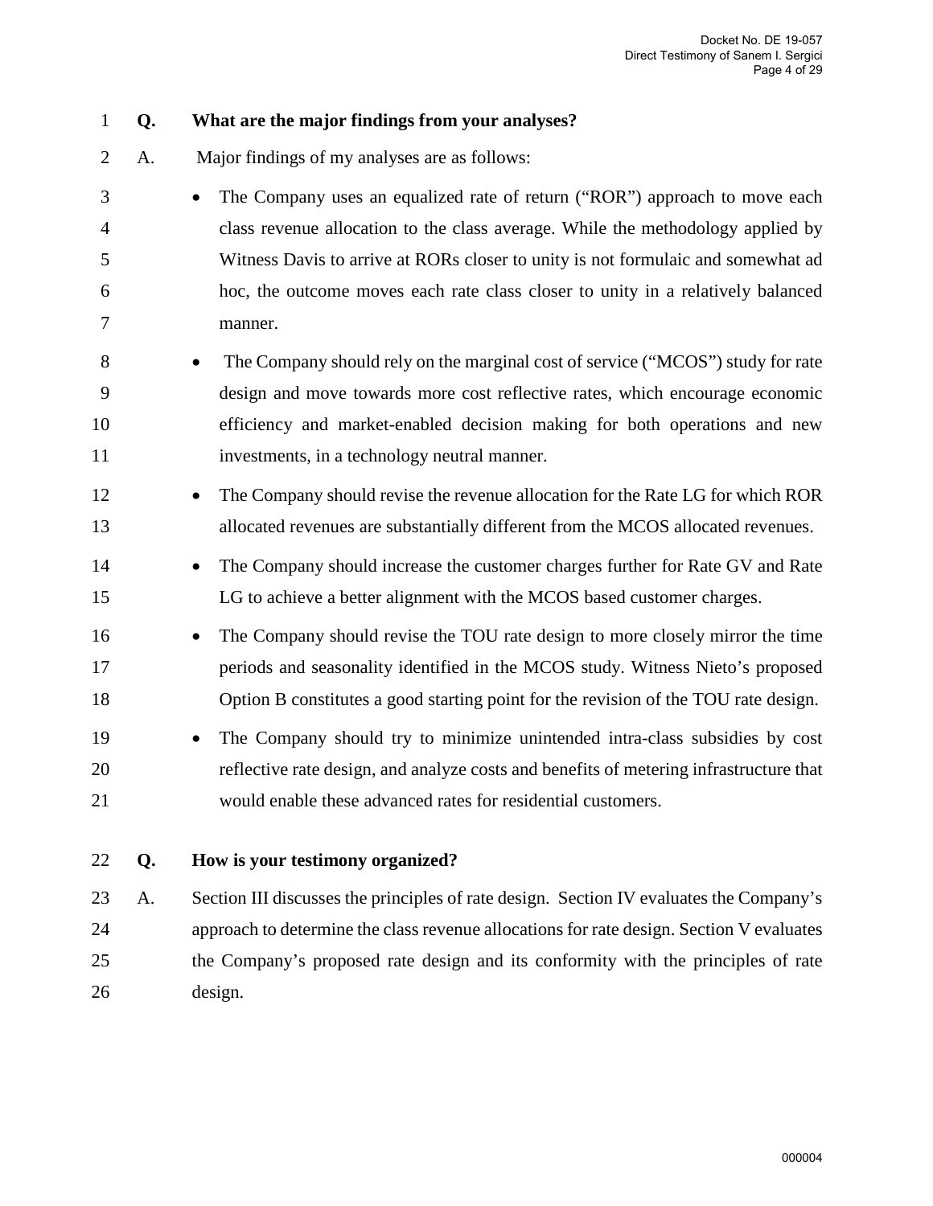**Q. What are the major findings from your analyses?**

A. Major findings of my analyses are as follows:

- The Company uses an equalized rate of return ("ROR") approach to move each class revenue allocation to the class average. While the methodology applied by Witness Davis to arrive at RORs closer to unity is not formulaic and somewhat ad hoc, the outcome moves each rate class closer to unity in a relatively balanced manner.
- The Company should rely on the marginal cost of service ("MCOS") study for rate design and move towards more cost reflective rates, which encourage economic efficiency and market-enabled decision making for both operations and new investments, in a technology neutral manner.
- The Company should revise the revenue allocation for the Rate LG for which ROR allocated revenues are substantially different from the MCOS allocated revenues.
- The Company should increase the customer charges further for Rate GV and Rate LG to achieve a better alignment with the MCOS based customer charges.
- The Company should revise the TOU rate design to more closely mirror the time periods and seasonality identified in the MCOS study. Witness Nieto's proposed Option B constitutes a good starting point for the revision of the TOU rate design.
- The Company should try to minimize unintended intra-class subsidies by cost reflective rate design, and analyze costs and benefits of metering infrastructure that would enable these advanced rates for residential customers.

**Q. How is your testimony organized?**

A. Section III discusses the principles of rate design. Section IV evaluates the Company's approach to determine the class revenue allocations for rate design. Section V evaluates the Company's proposed rate design and its conformity with the principles of rate design.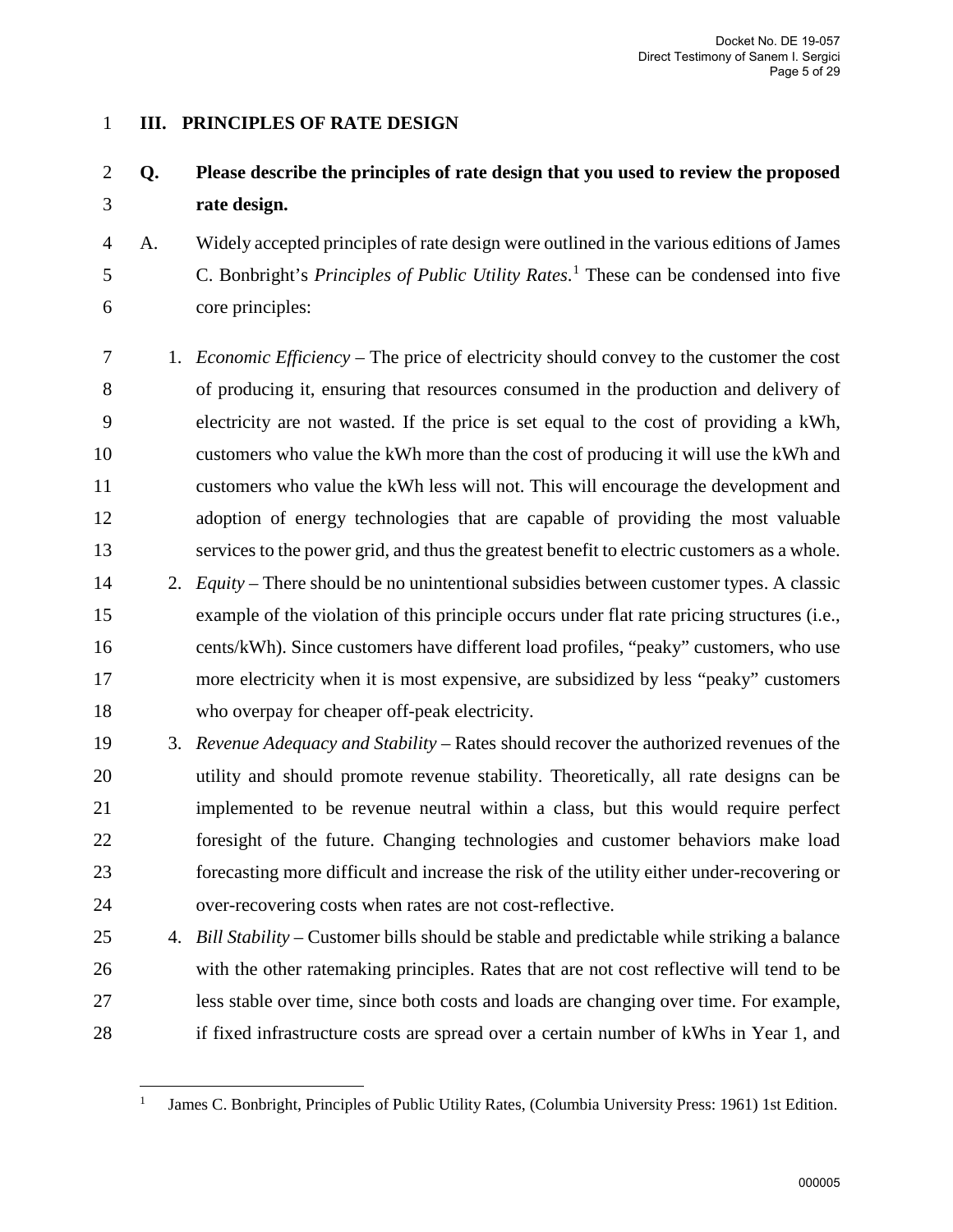## III. PRINCIPLES OF RATE DESIGN

**Q. Please describe the principles of rate design that you used to review the proposed rate design.**

A. Widely accepted principles of rate design were outlined in the various editions of James C. Bonbright's *Principles of Public Utility Rates*.[1] These can be condensed into five core principles:

1. *Economic Efficiency* – The price of electricity should convey to the customer the cost of producing it, ensuring that resources consumed in the production and delivery of electricity are not wasted. If the price is set equal to the cost of providing a kWh, customers who value the kWh more than the cost of producing it will use the kWh and customers who value the kWh less will not. This will encourage the development and adoption of energy technologies that are capable of providing the most valuable services to the power grid, and thus the greatest benefit to electric customers as a whole.
2. *Equity* – There should be no unintentional subsidies between customer types. A classic example of the violation of this principle occurs under flat rate pricing structures (i.e., cents/kWh). Since customers have different load profiles, "peaky" customers, who use more electricity when it is most expensive, are subsidized by less "peaky" customers who overpay for cheaper off-peak electricity.
3. *Revenue Adequacy and Stability* – Rates should recover the authorized revenues of the utility and should promote revenue stability. Theoretically, all rate designs can be implemented to be revenue neutral within a class, but this would require perfect foresight of the future. Changing technologies and customer behaviors make load forecasting more difficult and increase the risk of the utility either under-recovering or over-recovering costs when rates are not cost-reflective.
4. *Bill Stability* – Customer bills should be stable and predictable while striking a balance with the other ratemaking principles. Rates that are not cost reflective will tend to be less stable over time, since both costs and loads are changing over time. For example, if fixed infrastructure costs are spread over a certain number of kWhs in Year 1, and

[1] James C. Bonbright, Principles of Public Utility Rates, (Columbia University Press: 1961) 1st Edition.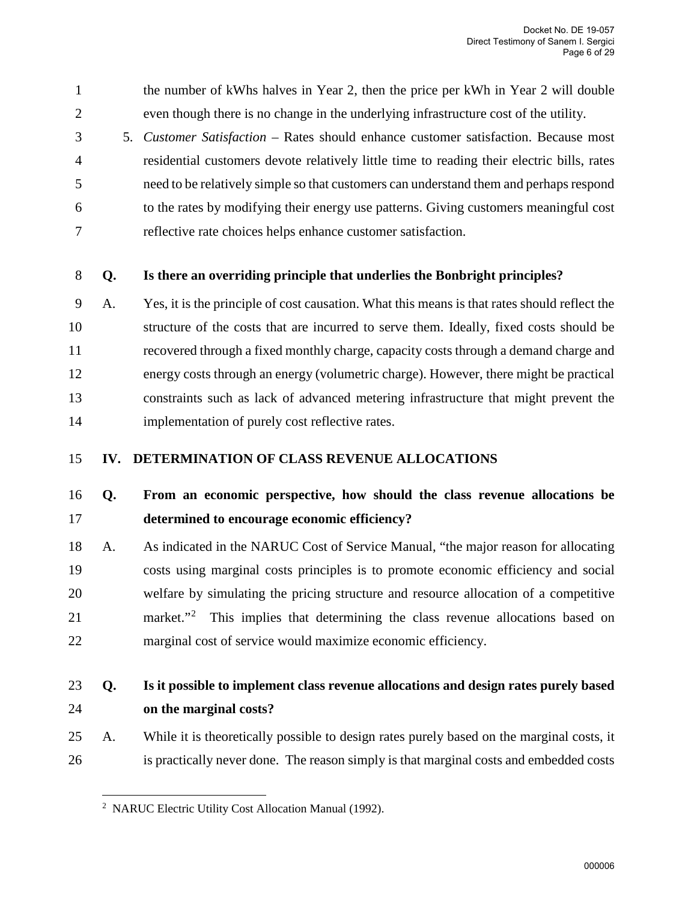the number of kWhs halves in Year 2, then the price per kWh in Year 2 will double even though there is no change in the underlying infrastructure cost of the utility.

5. *Customer Satisfaction* – Rates should enhance customer satisfaction. Because most residential customers devote relatively little time to reading their electric bills, rates need to be relatively simple so that customers can understand them and perhaps respond to the rates by modifying their energy use patterns. Giving customers meaningful cost reflective rate choices helps enhance customer satisfaction.

**Q. Is there an overriding principle that underlies the Bonbright principles?**

A. Yes, it is the principle of cost causation. What this means is that rates should reflect the structure of the costs that are incurred to serve them. Ideally, fixed costs should be recovered through a fixed monthly charge, capacity costs through a demand charge and energy costs through an energy (volumetric charge). However, there might be practical constraints such as lack of advanced metering infrastructure that might prevent the implementation of purely cost reflective rates.

## IV. DETERMINATION OF CLASS REVENUE ALLOCATIONS

**Q. From an economic perspective, how should the class revenue allocations be determined to encourage economic efficiency?**

A. As indicated in the NARUC Cost of Service Manual, "the major reason for allocating costs using marginal costs principles is to promote economic efficiency and social welfare by simulating the pricing structure and resource allocation of a competitive market."[2] This implies that determining the class revenue allocations based on marginal cost of service would maximize economic efficiency.

**Q. Is it possible to implement class revenue allocations and design rates purely based on the marginal costs?**

A. While it is theoretically possible to design rates purely based on the marginal costs, it is practically never done. The reason simply is that marginal costs and embedded costs

---

[2] NARUC Electric Utility Cost Allocation Manual (1992).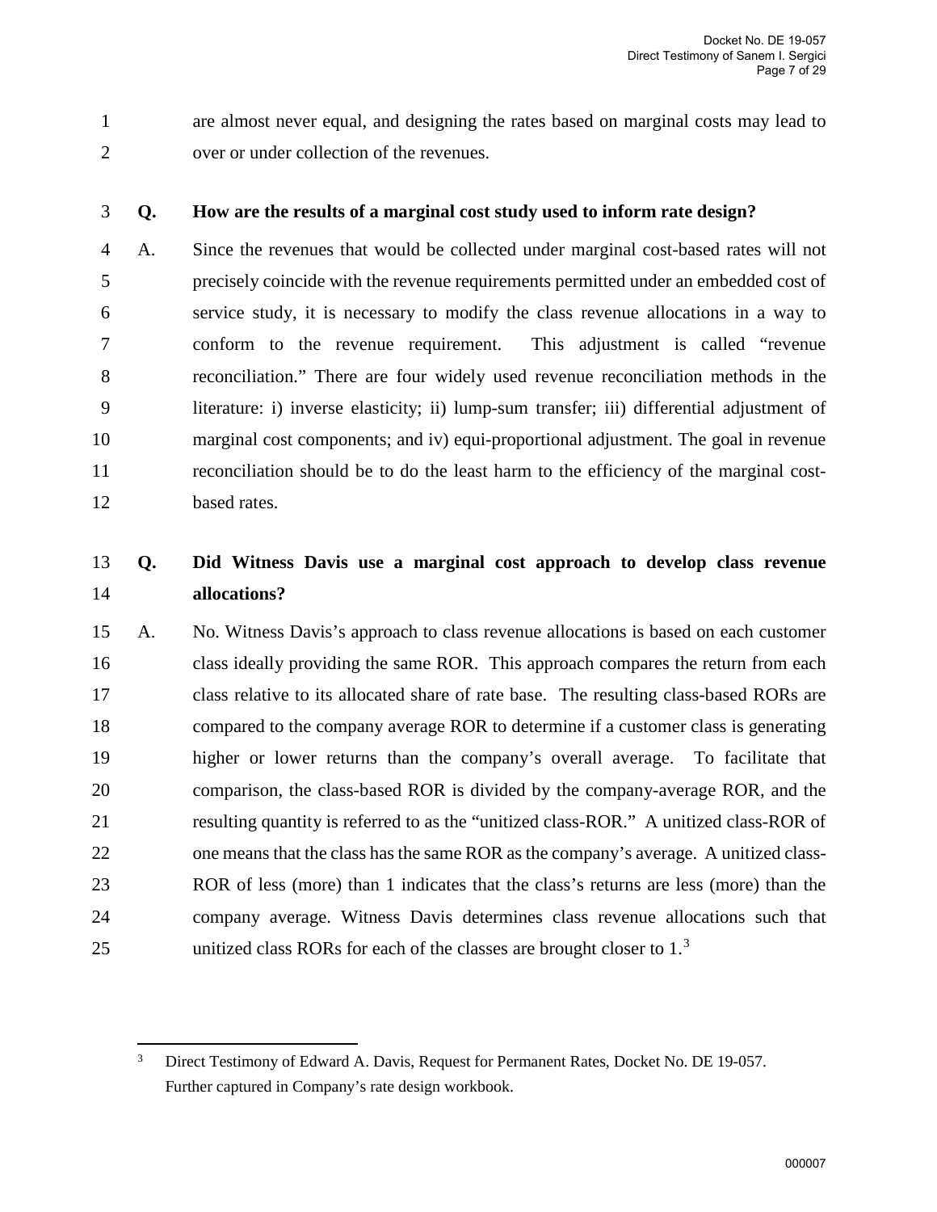are almost never equal, and designing the rates based on marginal costs may lead to over or under collection of the revenues.

**Q. How are the results of a marginal cost study used to inform rate design?**

A. Since the revenues that would be collected under marginal cost-based rates will not precisely coincide with the revenue requirements permitted under an embedded cost of service study, it is necessary to modify the class revenue allocations in a way to conform to the revenue requirement. This adjustment is called "revenue reconciliation." There are four widely used revenue reconciliation methods in the literature: i) inverse elasticity; ii) lump-sum transfer; iii) differential adjustment of marginal cost components; and iv) equi-proportional adjustment. The goal in revenue reconciliation should be to do the least harm to the efficiency of the marginal cost-based rates.

**Q. Did Witness Davis use a marginal cost approach to develop class revenue allocations?**

A. No. Witness Davis's approach to class revenue allocations is based on each customer class ideally providing the same ROR. This approach compares the return from each class relative to its allocated share of rate base. The resulting class-based RORs are compared to the company average ROR to determine if a customer class is generating higher or lower returns than the company's overall average. To facilitate that comparison, the class-based ROR is divided by the company-average ROR, and the resulting quantity is referred to as the "unitized class-ROR." A unitized class-ROR of one means that the class has the same ROR as the company's average. A unitized class-ROR of less (more) than 1 indicates that the class's returns are less (more) than the company average. Witness Davis determines class revenue allocations such that unitized class RORs for each of the classes are brought closer to 1.[3]

---

[3] Direct Testimony of Edward A. Davis, Request for Permanent Rates, Docket No. DE 19-057. Further captured in Company's rate design workbook.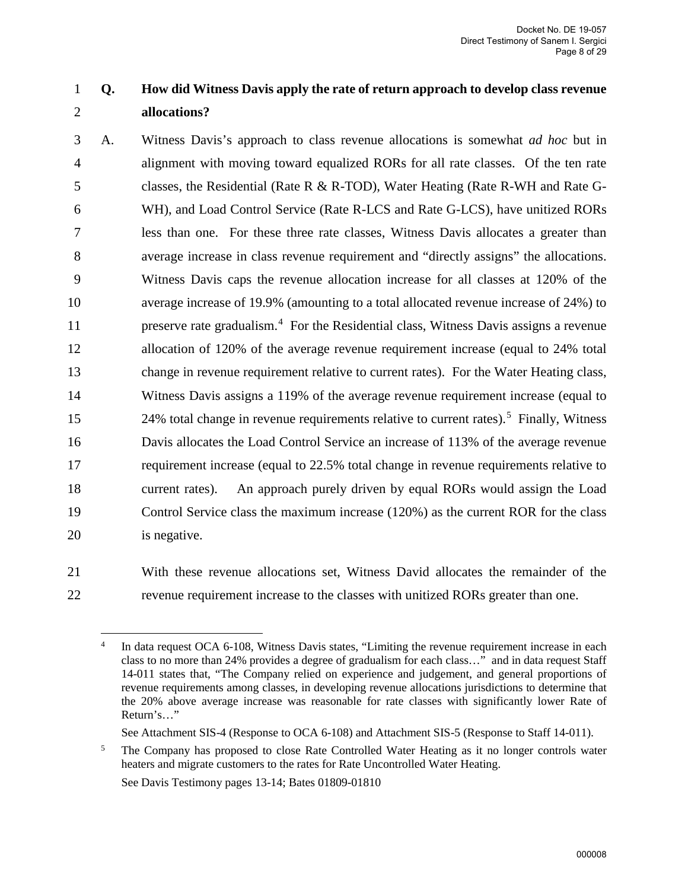**Q. How did Witness Davis apply the rate of return approach to develop class revenue allocations?**

A. Witness Davis's approach to class revenue allocations is somewhat *ad hoc* but in alignment with moving toward equalized RORs for all rate classes. Of the ten rate classes, the Residential (Rate R & R-TOD), Water Heating (Rate R-WH and Rate G-WH), and Load Control Service (Rate R-LCS and Rate G-LCS), have unitized RORs less than one. For these three rate classes, Witness Davis allocates a greater than average increase in class revenue requirement and "directly assigns" the allocations. Witness Davis caps the revenue allocation increase for all classes at 120% of the average increase of 19.9% (amounting to a total allocated revenue increase of 24%) to preserve rate gradualism.[4] For the Residential class, Witness Davis assigns a revenue allocation of 120% of the average revenue requirement increase (equal to 24% total change in revenue requirement relative to current rates). For the Water Heating class, Witness Davis assigns a 119% of the average revenue requirement increase (equal to 24% total change in revenue requirements relative to current rates).[5] Finally, Witness Davis allocates the Load Control Service an increase of 113% of the average revenue requirement increase (equal to 22.5% total change in revenue requirements relative to current rates). An approach purely driven by equal RORs would assign the Load Control Service class the maximum increase (120%) as the current ROR for the class is negative.

With these revenue allocations set, Witness David allocates the remainder of the revenue requirement increase to the classes with unitized RORs greater than one.

---

[4] In data request OCA 6-108, Witness Davis states, "Limiting the revenue requirement increase in each class to no more than 24% provides a degree of gradualism for each class…" and in data request Staff 14-011 states that, "The Company relied on experience and judgement, and general proportions of revenue requirements among classes, in developing revenue allocations jurisdictions to determine that the 20% above average increase was reasonable for rate classes with significantly lower Rate of Return's…"

See Attachment SIS-4 (Response to OCA 6-108) and Attachment SIS-5 (Response to Staff 14-011).

[5] The Company has proposed to close Rate Controlled Water Heating as it no longer controls water heaters and migrate customers to the rates for Rate Uncontrolled Water Heating.

See Davis Testimony pages 13-14; Bates 01809-01810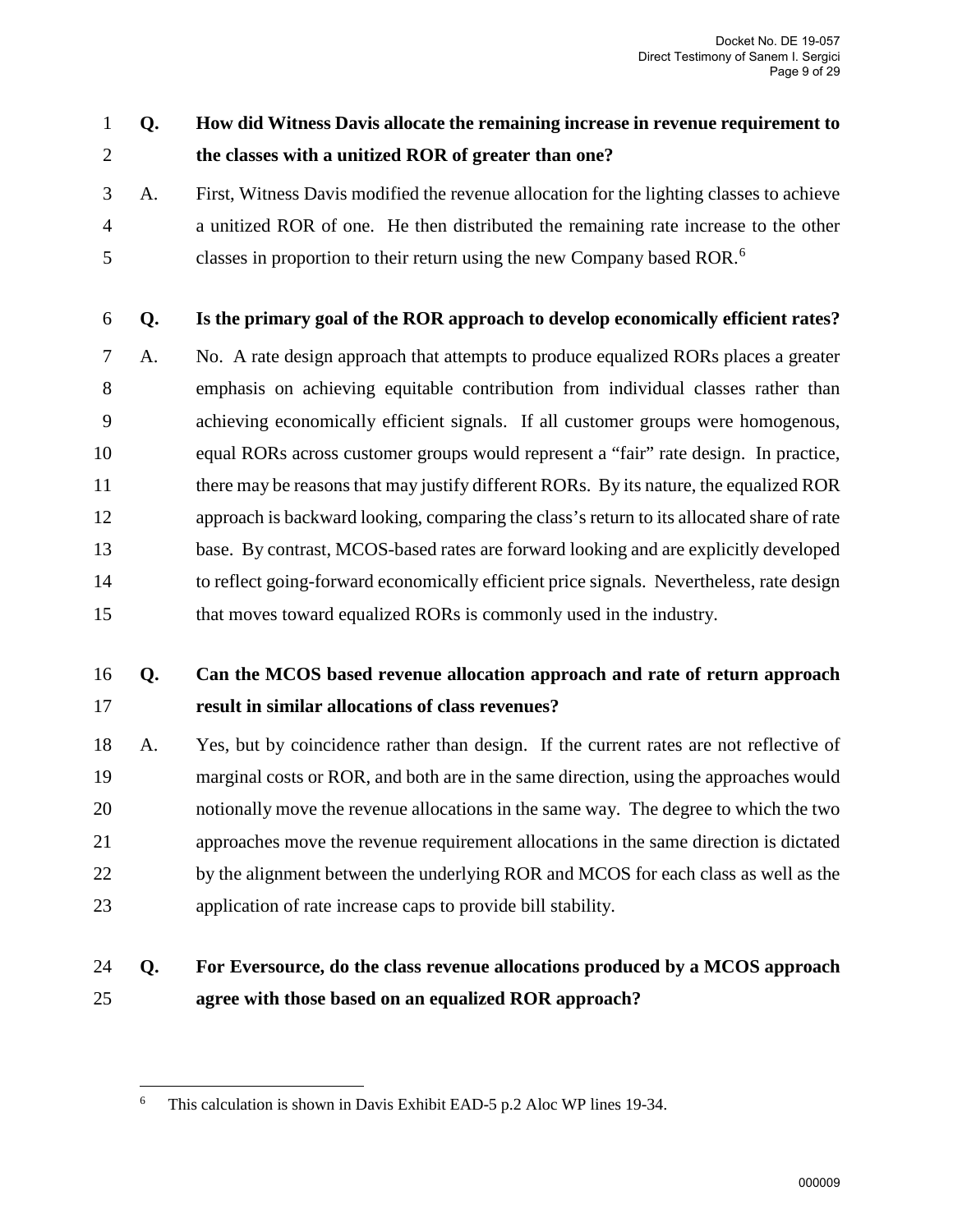**Q. How did Witness Davis allocate the remaining increase in revenue requirement to the classes with a unitized ROR of greater than one?**

A. First, Witness Davis modified the revenue allocation for the lighting classes to achieve a unitized ROR of one. He then distributed the remaining rate increase to the other classes in proportion to their return using the new Company based ROR.[6]

**Q. Is the primary goal of the ROR approach to develop economically efficient rates?**

A. No. A rate design approach that attempts to produce equalized RORs places a greater emphasis on achieving equitable contribution from individual classes rather than achieving economically efficient signals. If all customer groups were homogenous, equal RORs across customer groups would represent a "fair" rate design. In practice, there may be reasons that may justify different RORs. By its nature, the equalized ROR approach is backward looking, comparing the class's return to its allocated share of rate base. By contrast, MCOS-based rates are forward looking and are explicitly developed to reflect going-forward economically efficient price signals. Nevertheless, rate design that moves toward equalized RORs is commonly used in the industry.

**Q. Can the MCOS based revenue allocation approach and rate of return approach result in similar allocations of class revenues?**

A. Yes, but by coincidence rather than design. If the current rates are not reflective of marginal costs or ROR, and both are in the same direction, using the approaches would notionally move the revenue allocations in the same way. The degree to which the two approaches move the revenue requirement allocations in the same direction is dictated by the alignment between the underlying ROR and MCOS for each class as well as the application of rate increase caps to provide bill stability.

**Q. For Eversource, do the class revenue allocations produced by a MCOS approach agree with those based on an equalized ROR approach?**

---

[6] This calculation is shown in Davis Exhibit EAD-5 p.2 Aloc WP lines 19-34.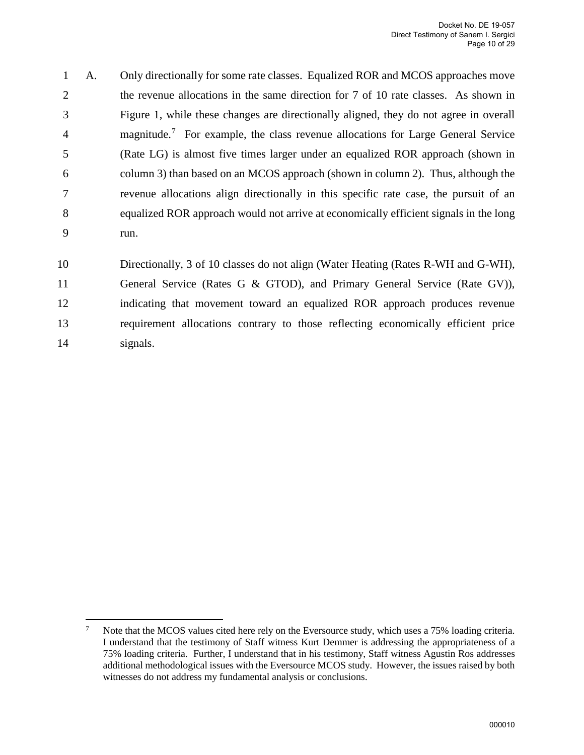A. Only directionally for some rate classes. Equalized ROR and MCOS approaches move the revenue allocations in the same direction for 7 of 10 rate classes. As shown in Figure 1, while these changes are directionally aligned, they do not agree in overall magnitude.[7] For example, the class revenue allocations for Large General Service (Rate LG) is almost five times larger under an equalized ROR approach (shown in column 3) than based on an MCOS approach (shown in column 2). Thus, although the revenue allocations align directionally in this specific rate case, the pursuit of an equalized ROR approach would not arrive at economically efficient signals in the long run.

Directionally, 3 of 10 classes do not align (Water Heating (Rates R-WH and G-WH), General Service (Rates G & GTOD), and Primary General Service (Rate GV)), indicating that movement toward an equalized ROR approach produces revenue requirement allocations contrary to those reflecting economically efficient price signals.

---

[7] Note that the MCOS values cited here rely on the Eversource study, which uses a 75% loading criteria. I understand that the testimony of Staff witness Kurt Demmer is addressing the appropriateness of a 75% loading criteria. Further, I understand that in his testimony, Staff witness Agustin Ros addresses additional methodological issues with the Eversource MCOS study. However, the issues raised by both witnesses do not address my fundamental analysis or conclusions.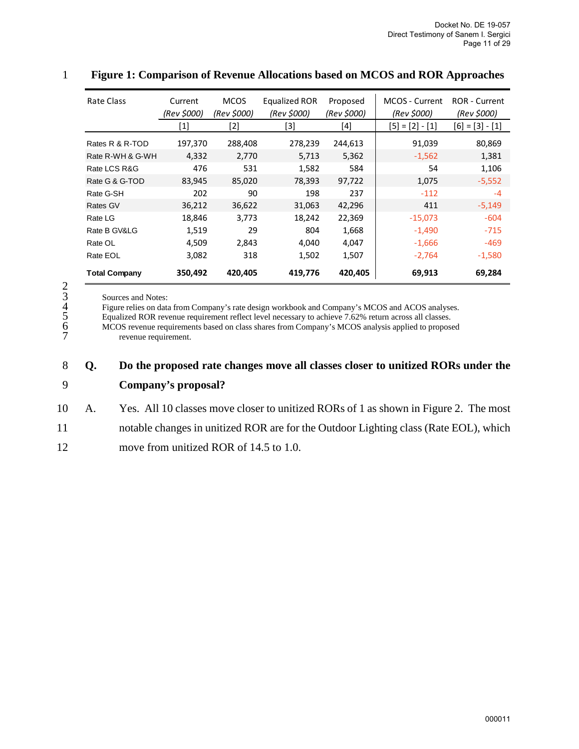**Figure 1: Comparison of Revenue Allocations based on MCOS and ROR Approaches**

| Rate Class | Current (Rev $000) | MCOS (Rev $000) | Equalized ROR (Rev $000) | Proposed (Rev $000) | MCOS - Current (Rev $000) | ROR - Current (Rev $000) |
|---|---|---|---|---|---|---|
| | [1] | [2] | [3] | [4] | [5] = [2] - [1] | [6] = [3] - [1] |
| Rates R & R-TOD | 197,370 | 288,408 | 278,239 | 244,613 | 91,039 | 80,869 |
| Rate R-WH & G-WH | 4,332 | 2,770 | 5,713 | 5,362 | -1,562 | 1,381 |
| Rate LCS R&G | 476 | 531 | 1,582 | 584 | 54 | 1,106 |
| Rate G & G-TOD | 83,945 | 85,020 | 78,393 | 97,722 | 1,075 | -5,552 |
| Rate G-SH | 202 | 90 | 198 | 237 | -112 | -4 |
| Rates GV | 36,212 | 36,622 | 31,063 | 42,296 | 411 | -5,149 |
| Rate LG | 18,846 | 3,773 | 18,242 | 22,369 | -15,073 | -604 |
| Rate B GV&LG | 1,519 | 29 | 804 | 1,668 | -1,490 | -715 |
| Rate OL | 4,509 | 2,843 | 4,040 | 4,047 | -1,666 | -469 |
| Rate EOL | 3,082 | 318 | 1,502 | 1,507 | -2,764 | -1,580 |
| **Total Company** | **350,492** | **420,405** | **419,776** | **420,405** | **69,913** | **69,284** |

Sources and Notes:
Figure relies on data from Company's rate design workbook and Company's MCOS and ACOS analyses.
Equalized ROR revenue requirement reflect level necessary to achieve 7.62% return across all classes.
MCOS revenue requirements based on class shares from Company's MCOS analysis applied to proposed revenue requirement.

**Q. Do the proposed rate changes move all classes closer to unitized RORs under the Company's proposal?**

A. Yes. All 10 classes move closer to unitized RORs of 1 as shown in Figure 2. The most notable changes in unitized ROR are for the Outdoor Lighting class (Rate EOL), which move from unitized ROR of 14.5 to 1.0.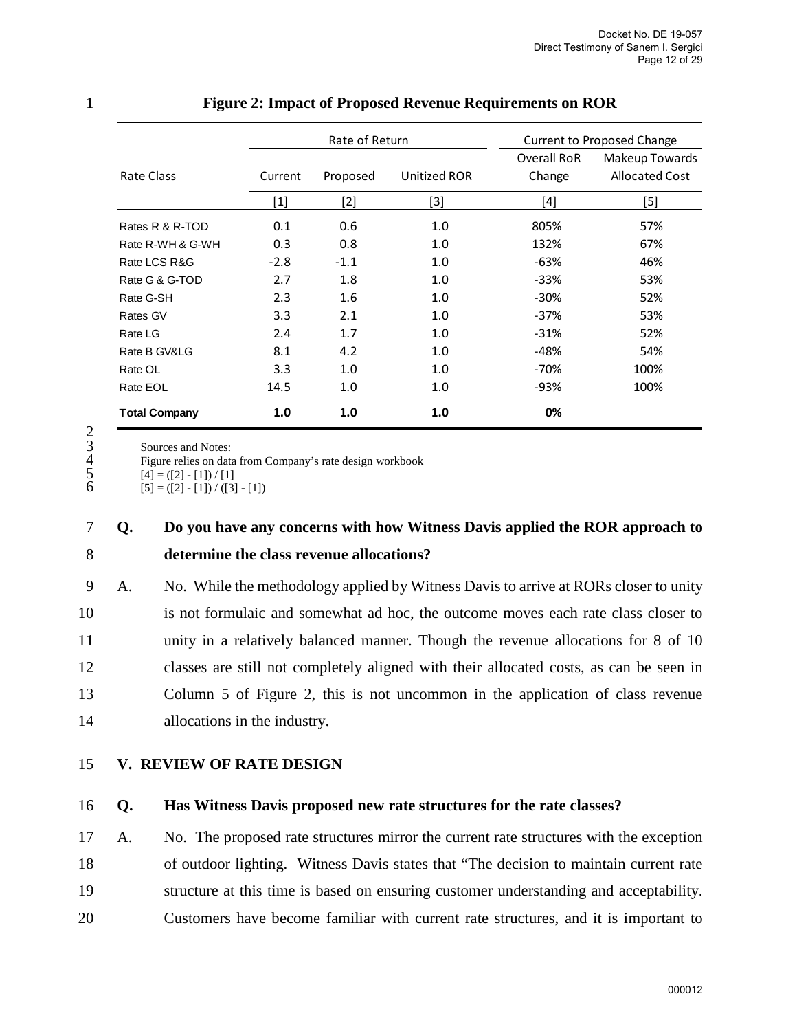**Figure 2: Impact of Proposed Revenue Requirements on ROR**

| Rate Class | Rate of Return | | | Current to Proposed Change | |
|---|---|---|---|---|---|
| | Current | Proposed | Unitized ROR | Overall RoR Change | Makeup Towards Allocated Cost |
| | [1] | [2] | [3] | [4] | [5] |
| Rates R & R-TOD | 0.1 | 0.6 | 1.0 | 805% | 57% |
| Rate R-WH & G-WH | 0.3 | 0.8 | 1.0 | 132% | 67% |
| Rate LCS R&G | -2.8 | -1.1 | 1.0 | -63% | 46% |
| Rate G & G-TOD | 2.7 | 1.8 | 1.0 | -33% | 53% |
| Rate G-SH | 2.3 | 1.6 | 1.0 | -30% | 52% |
| Rates GV | 3.3 | 2.1 | 1.0 | -37% | 53% |
| Rate LG | 2.4 | 1.7 | 1.0 | -31% | 52% |
| Rate B GV&LG | 8.1 | 4.2 | 1.0 | -48% | 54% |
| Rate OL | 3.3 | 1.0 | 1.0 | -70% | 100% |
| Rate EOL | 14.5 | 1.0 | 1.0 | -93% | 100% |
| **Total Company** | **1.0** | **1.0** | **1.0** | **0%** | |

Sources and Notes:
Figure relies on data from Company's rate design workbook
[4] = ([2] - [1]) / [1]
[5] = ([2] - [1]) / ([3] - [1])

**Q. Do you have any concerns with how Witness Davis applied the ROR approach to determine the class revenue allocations?**

A. No. While the methodology applied by Witness Davis to arrive at RORs closer to unity is not formulaic and somewhat ad hoc, the outcome moves each rate class closer to unity in a relatively balanced manner. Though the revenue allocations for 8 of 10 classes are still not completely aligned with their allocated costs, as can be seen in Column 5 of Figure 2, this is not uncommon in the application of class revenue allocations in the industry.

## V. REVIEW OF RATE DESIGN

**Q. Has Witness Davis proposed new rate structures for the rate classes?**

A. No. The proposed rate structures mirror the current rate structures with the exception of outdoor lighting. Witness Davis states that "The decision to maintain current rate structure at this time is based on ensuring customer understanding and acceptability. Customers have become familiar with current rate structures, and it is important to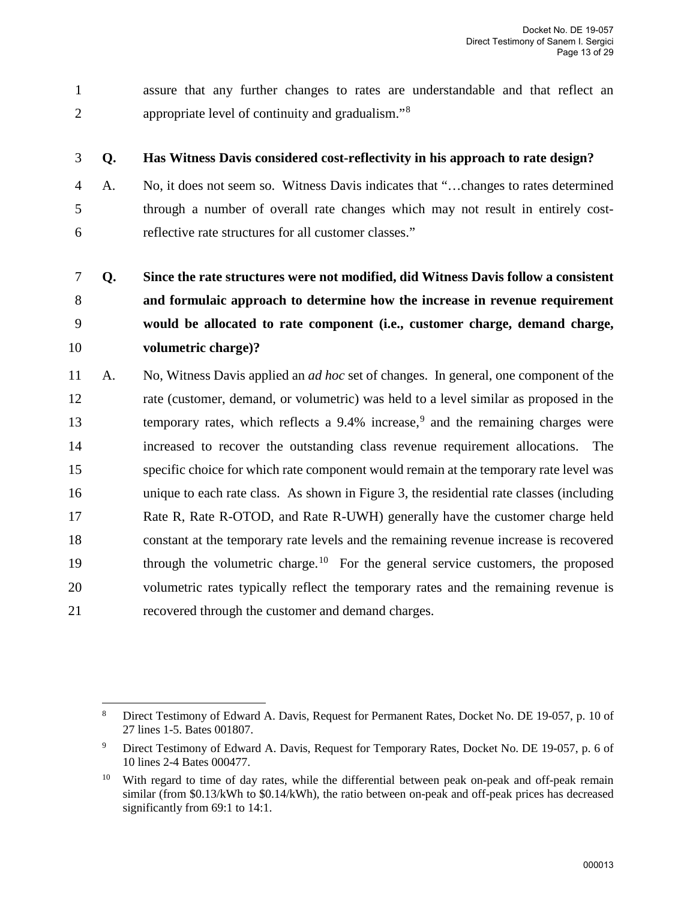assure that any further changes to rates are understandable and that reflect an appropriate level of continuity and gradualism."[8]

**Q. Has Witness Davis considered cost-reflectivity in his approach to rate design?**

A. No, it does not seem so. Witness Davis indicates that "…changes to rates determined through a number of overall rate changes which may not result in entirely cost-reflective rate structures for all customer classes."

**Q. Since the rate structures were not modified, did Witness Davis follow a consistent and formulaic approach to determine how the increase in revenue requirement would be allocated to rate component (i.e., customer charge, demand charge, volumetric charge)?**

A. No, Witness Davis applied an *ad hoc* set of changes. In general, one component of the rate (customer, demand, or volumetric) was held to a level similar as proposed in the temporary rates, which reflects a 9.4% increase,[9] and the remaining charges were increased to recover the outstanding class revenue requirement allocations. The specific choice for which rate component would remain at the temporary rate level was unique to each rate class. As shown in Figure 3, the residential rate classes (including Rate R, Rate R-OTOD, and Rate R-UWH) generally have the customer charge held constant at the temporary rate levels and the remaining revenue increase is recovered through the volumetric charge.[10] For the general service customers, the proposed volumetric rates typically reflect the temporary rates and the remaining revenue is recovered through the customer and demand charges.

---

[8] Direct Testimony of Edward A. Davis, Request for Permanent Rates, Docket No. DE 19-057, p. 10 of 27 lines 1-5. Bates 001807.

[9] Direct Testimony of Edward A. Davis, Request for Temporary Rates, Docket No. DE 19-057, p. 6 of 10 lines 2-4 Bates 000477.

[10] With regard to time of day rates, while the differential between peak on-peak and off-peak remain similar (from $0.13/kWh to $0.14/kWh), the ratio between on-peak and off-peak prices has decreased significantly from 69:1 to 14:1.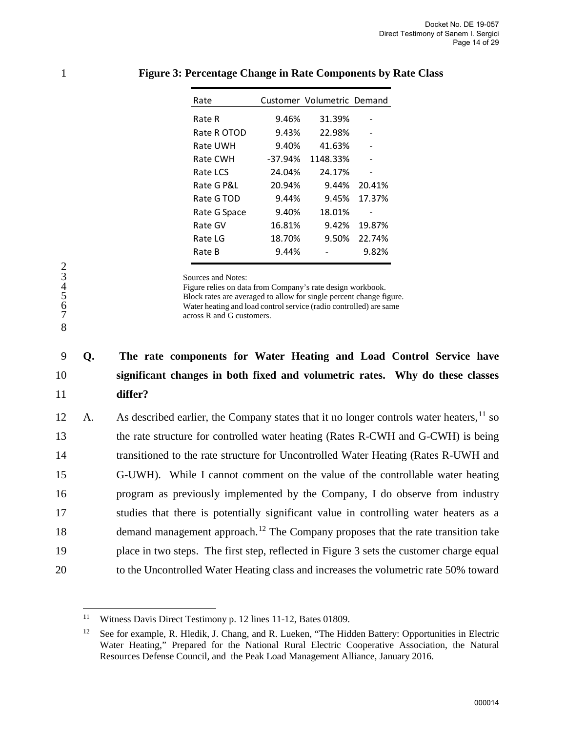**Figure 3: Percentage Change in Rate Components by Rate Class**

| Rate | Customer | Volumetric | Demand |
|---|---|---|---|
| Rate R | 9.46% | 31.39% | - |
| Rate R OTOD | 9.43% | 22.98% | - |
| Rate UWH | 9.40% | 41.63% | - |
| Rate CWH | -37.94% | 1148.33% | - |
| Rate LCS | 24.04% | 24.17% | - |
| Rate G P&L | 20.94% | 9.44% | 20.41% |
| Rate G TOD | 9.44% | 9.45% | 17.37% |
| Rate G Space | 9.40% | 18.01% | - |
| Rate GV | 16.81% | 9.42% | 19.87% |
| Rate LG | 18.70% | 9.50% | 22.74% |
| Rate B | 9.44% | - | 9.82% |

Sources and Notes:
Figure relies on data from Company's rate design workbook.
Block rates are averaged to allow for single percent change figure.
Water heating and load control service (radio controlled) are same across R and G customers.

**Q. The rate components for Water Heating and Load Control Service have significant changes in both fixed and volumetric rates. Why do these classes differ?**

A. As described earlier, the Company states that it no longer controls water heaters,[11] so the rate structure for controlled water heating (Rates R-CWH and G-CWH) is being transitioned to the rate structure for Uncontrolled Water Heating (Rates R-UWH and G-UWH). While I cannot comment on the value of the controllable water heating program as previously implemented by the Company, I do observe from industry studies that there is potentially significant value in controlling water heaters as a demand management approach.[12] The Company proposes that the rate transition take place in two steps. The first step, reflected in Figure 3 sets the customer charge equal to the Uncontrolled Water Heating class and increases the volumetric rate 50% toward

---

[11] Witness Davis Direct Testimony p. 12 lines 11-12, Bates 01809.

[12] See for example, R. Hledik, J. Chang, and R. Lueken, "The Hidden Battery: Opportunities in Electric Water Heating," Prepared for the National Rural Electric Cooperative Association, the Natural Resources Defense Council, and the Peak Load Management Alliance, January 2016.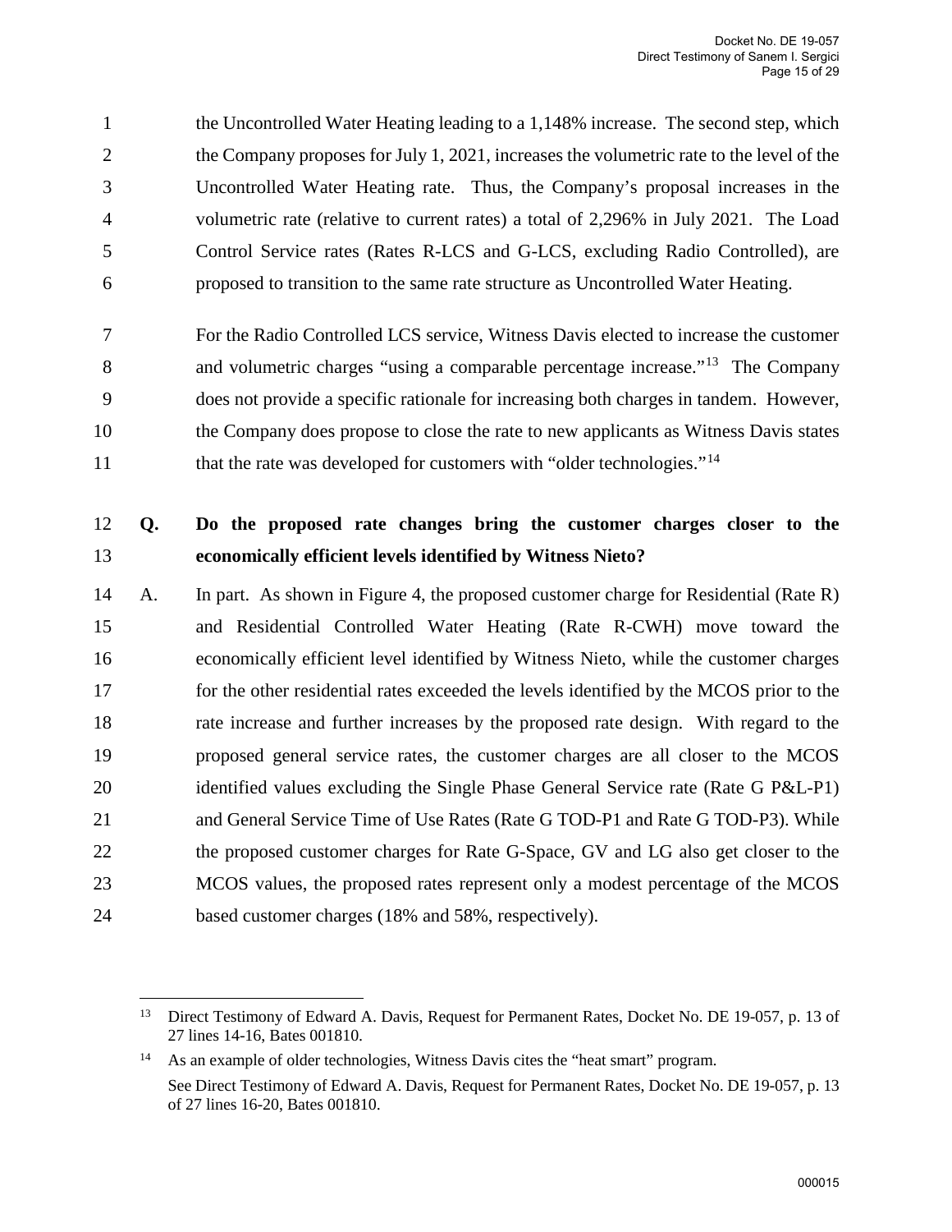the Uncontrolled Water Heating leading to a 1,148% increase. The second step, which the Company proposes for July 1, 2021, increases the volumetric rate to the level of the Uncontrolled Water Heating rate. Thus, the Company's proposal increases in the volumetric rate (relative to current rates) a total of 2,296% in July 2021. The Load Control Service rates (Rates R-LCS and G-LCS, excluding Radio Controlled), are proposed to transition to the same rate structure as Uncontrolled Water Heating.

For the Radio Controlled LCS service, Witness Davis elected to increase the customer and volumetric charges "using a comparable percentage increase."[13] The Company does not provide a specific rationale for increasing both charges in tandem. However, the Company does propose to close the rate to new applicants as Witness Davis states that the rate was developed for customers with "older technologies."[14]

**Q. Do the proposed rate changes bring the customer charges closer to the economically efficient levels identified by Witness Nieto?**

A. In part. As shown in Figure 4, the proposed customer charge for Residential (Rate R) and Residential Controlled Water Heating (Rate R-CWH) move toward the economically efficient level identified by Witness Nieto, while the customer charges for the other residential rates exceeded the levels identified by the MCOS prior to the rate increase and further increases by the proposed rate design. With regard to the proposed general service rates, the customer charges are all closer to the MCOS identified values excluding the Single Phase General Service rate (Rate G P&L-P1) and General Service Time of Use Rates (Rate G TOD-P1 and Rate G TOD-P3). While the proposed customer charges for Rate G-Space, GV and LG also get closer to the MCOS values, the proposed rates represent only a modest percentage of the MCOS based customer charges (18% and 58%, respectively).

---

[13] Direct Testimony of Edward A. Davis, Request for Permanent Rates, Docket No. DE 19-057, p. 13 of 27 lines 14-16, Bates 001810.

[14] As an example of older technologies, Witness Davis cites the "heat smart" program.
See Direct Testimony of Edward A. Davis, Request for Permanent Rates, Docket No. DE 19-057, p. 13 of 27 lines 16-20, Bates 001810.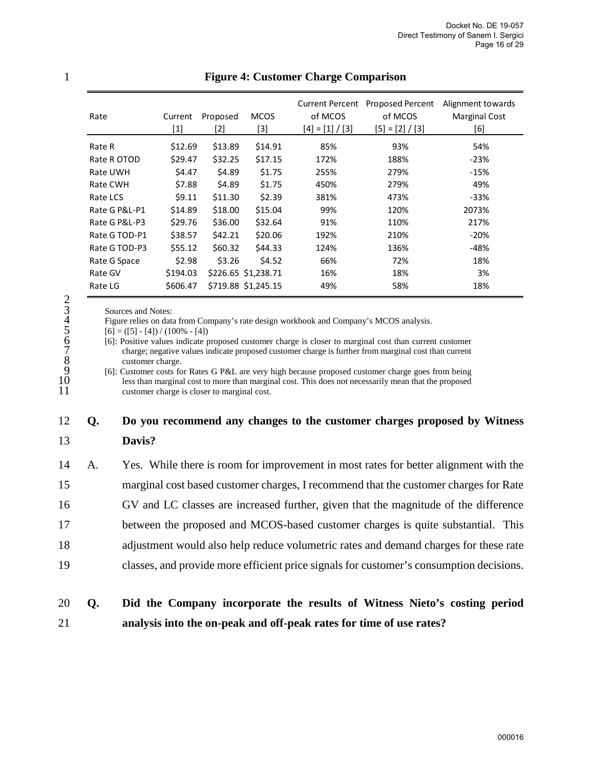**Figure 4: Customer Charge Comparison**

| Rate | Current [1] | Proposed [2] | MCOS [3] | Current Percent of MCOS [4] = [1] / [3] | Proposed Percent of MCOS [5] = [2] / [3] | Alignment towards Marginal Cost [6] |
|---|---|---|---|---|---|---|
| Rate R | $12.69 | $13.89 | $14.91 | 85% | 93% | 54% |
| Rate R OTOD | $29.47 | $32.25 | $17.15 | 172% | 188% | -23% |
| Rate UWH | $4.47 | $4.89 | $1.75 | 255% | 279% | -15% |
| Rate CWH | $7.88 | $4.89 | $1.75 | 450% | 279% | 49% |
| Rate LCS | $9.11 | $11.30 | $2.39 | 381% | 473% | -33% |
| Rate G P&L-P1 | $14.89 | $18.00 | $15.04 | 99% | 120% | 2073% |
| Rate G P&L-P3 | $29.76 | $36.00 | $32.64 | 91% | 110% | 217% |
| Rate G TOD-P1 | $38.57 | $42.21 | $20.06 | 192% | 210% | -20% |
| Rate G TOD-P3 | $55.12 | $60.32 | $44.33 | 124% | 136% | -48% |
| Rate G Space | $2.98 | $3.26 | $4.52 | 66% | 72% | 18% |
| Rate GV | $194.03 | $226.65 | $1,238.71 | 16% | 18% | 3% |
| Rate LG | $606.47 | $719.88 | $1,245.15 | 49% | 58% | 18% |

Sources and Notes:
Figure relies on data from Company's rate design workbook and Company's MCOS analysis.
[6] = ([5] - [4]) / (100% - [4])
[6]: Positive values indicate proposed customer charge is closer to marginal cost than current customer charge; negative values indicate proposed customer charge is further from marginal cost than current customer charge.
[6]: Customer costs for Rates G P&L are very high because proposed customer charge goes from being less than marginal cost to more than marginal cost. This does not necessarily mean that the proposed customer charge is closer to marginal cost.

**Q. Do you recommend any changes to the customer charges proposed by Witness Davis?**

A. Yes. While there is room for improvement in most rates for better alignment with the marginal cost based customer charges, I recommend that the customer charges for Rate GV and LC classes are increased further, given that the magnitude of the difference between the proposed and MCOS-based customer charges is quite substantial. This adjustment would also help reduce volumetric rates and demand charges for these rate classes, and provide more efficient price signals for customer's consumption decisions.

**Q. Did the Company incorporate the results of Witness Nieto's costing period analysis into the on-peak and off-peak rates for time of use rates?**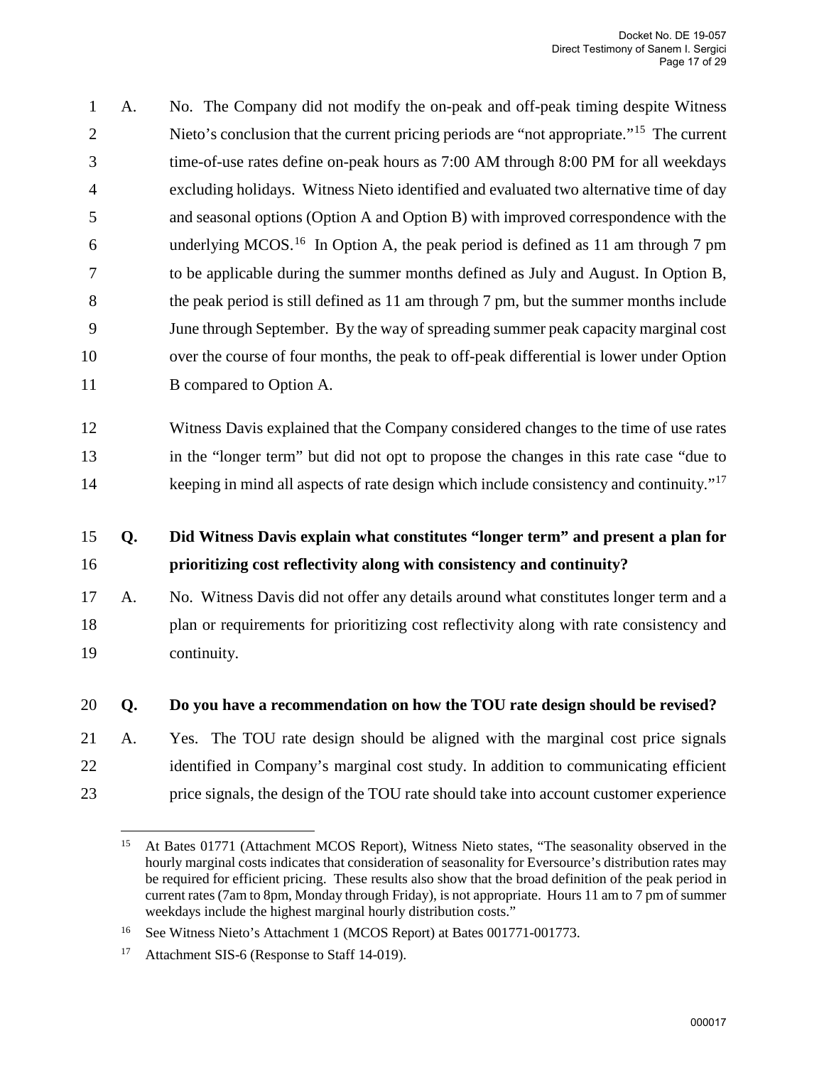A. No. The Company did not modify the on-peak and off-peak timing despite Witness Nieto's conclusion that the current pricing periods are "not appropriate."[15] The current time-of-use rates define on-peak hours as 7:00 AM through 8:00 PM for all weekdays excluding holidays. Witness Nieto identified and evaluated two alternative time of day and seasonal options (Option A and Option B) with improved correspondence with the underlying MCOS.[16] In Option A, the peak period is defined as 11 am through 7 pm to be applicable during the summer months defined as July and August. In Option B, the peak period is still defined as 11 am through 7 pm, but the summer months include June through September. By the way of spreading summer peak capacity marginal cost over the course of four months, the peak to off-peak differential is lower under Option B compared to Option A.

Witness Davis explained that the Company considered changes to the time of use rates in the "longer term" but did not opt to propose the changes in this rate case "due to keeping in mind all aspects of rate design which include consistency and continuity."[17]

**Q. Did Witness Davis explain what constitutes "longer term" and present a plan for prioritizing cost reflectivity along with consistency and continuity?**

A. No. Witness Davis did not offer any details around what constitutes longer term and a plan or requirements for prioritizing cost reflectivity along with rate consistency and continuity.

**Q. Do you have a recommendation on how the TOU rate design should be revised?**

A. Yes. The TOU rate design should be aligned with the marginal cost price signals identified in Company's marginal cost study. In addition to communicating efficient price signals, the design of the TOU rate should take into account customer experience

---

[15] At Bates 01771 (Attachment MCOS Report), Witness Nieto states, "The seasonality observed in the hourly marginal costs indicates that consideration of seasonality for Eversource's distribution rates may be required for efficient pricing. These results also show that the broad definition of the peak period in current rates (7am to 8pm, Monday through Friday), is not appropriate. Hours 11 am to 7 pm of summer weekdays include the highest marginal hourly distribution costs."

[16] See Witness Nieto's Attachment 1 (MCOS Report) at Bates 001771-001773.

[17] Attachment SIS-6 (Response to Staff 14-019).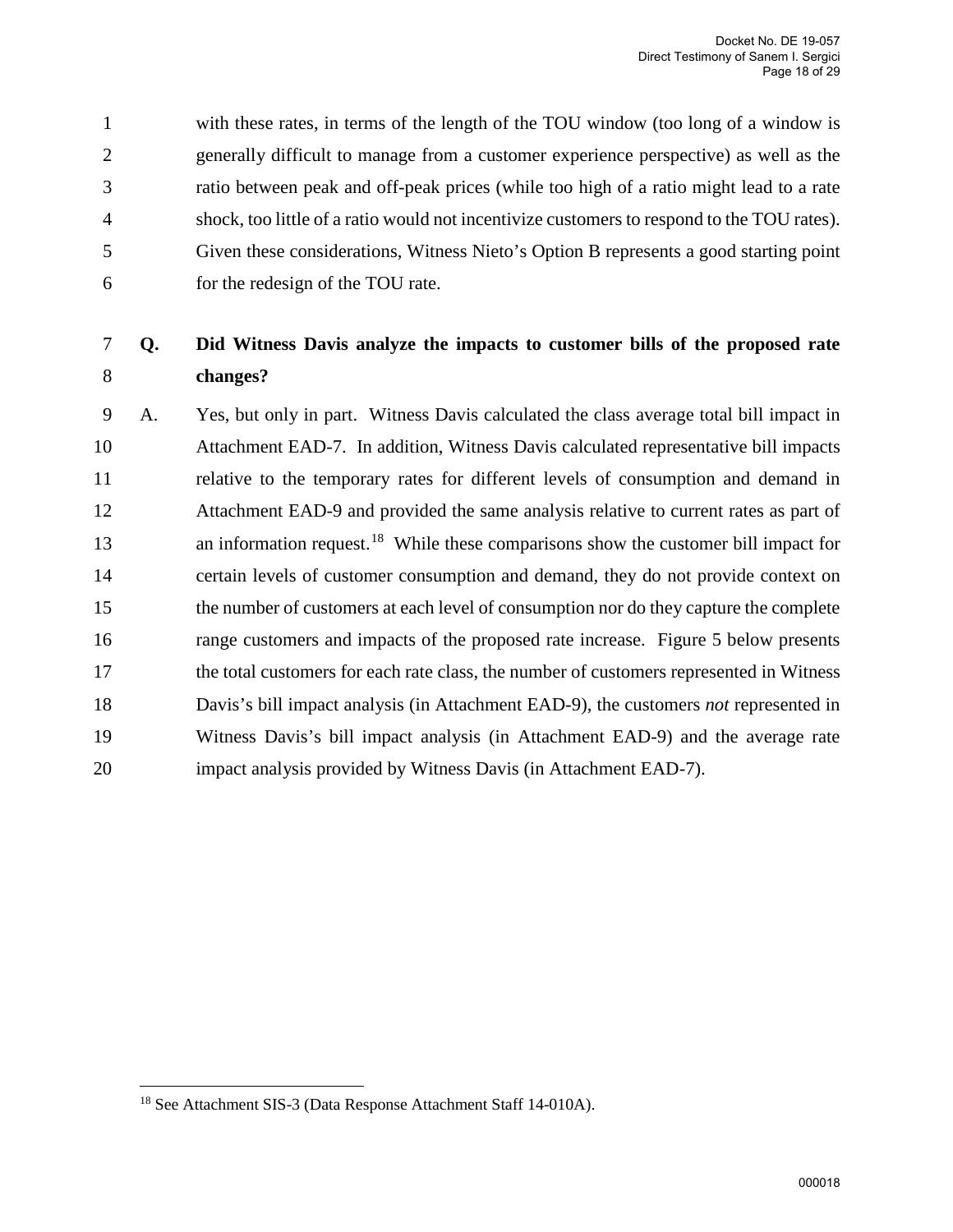with these rates, in terms of the length of the TOU window (too long of a window is generally difficult to manage from a customer experience perspective) as well as the ratio between peak and off-peak prices (while too high of a ratio might lead to a rate shock, too little of a ratio would not incentivize customers to respond to the TOU rates). Given these considerations, Witness Nieto's Option B represents a good starting point for the redesign of the TOU rate.

**Q. Did Witness Davis analyze the impacts to customer bills of the proposed rate changes?**

A. Yes, but only in part. Witness Davis calculated the class average total bill impact in Attachment EAD-7. In addition, Witness Davis calculated representative bill impacts relative to the temporary rates for different levels of consumption and demand in Attachment EAD-9 and provided the same analysis relative to current rates as part of an information request.[18] While these comparisons show the customer bill impact for certain levels of customer consumption and demand, they do not provide context on the number of customers at each level of consumption nor do they capture the complete range customers and impacts of the proposed rate increase. Figure 5 below presents the total customers for each rate class, the number of customers represented in Witness Davis's bill impact analysis (in Attachment EAD-9), the customers *not* represented in Witness Davis's bill impact analysis (in Attachment EAD-9) and the average rate impact analysis provided by Witness Davis (in Attachment EAD-7).

---

[18] See Attachment SIS-3 (Data Response Attachment Staff 14-010A).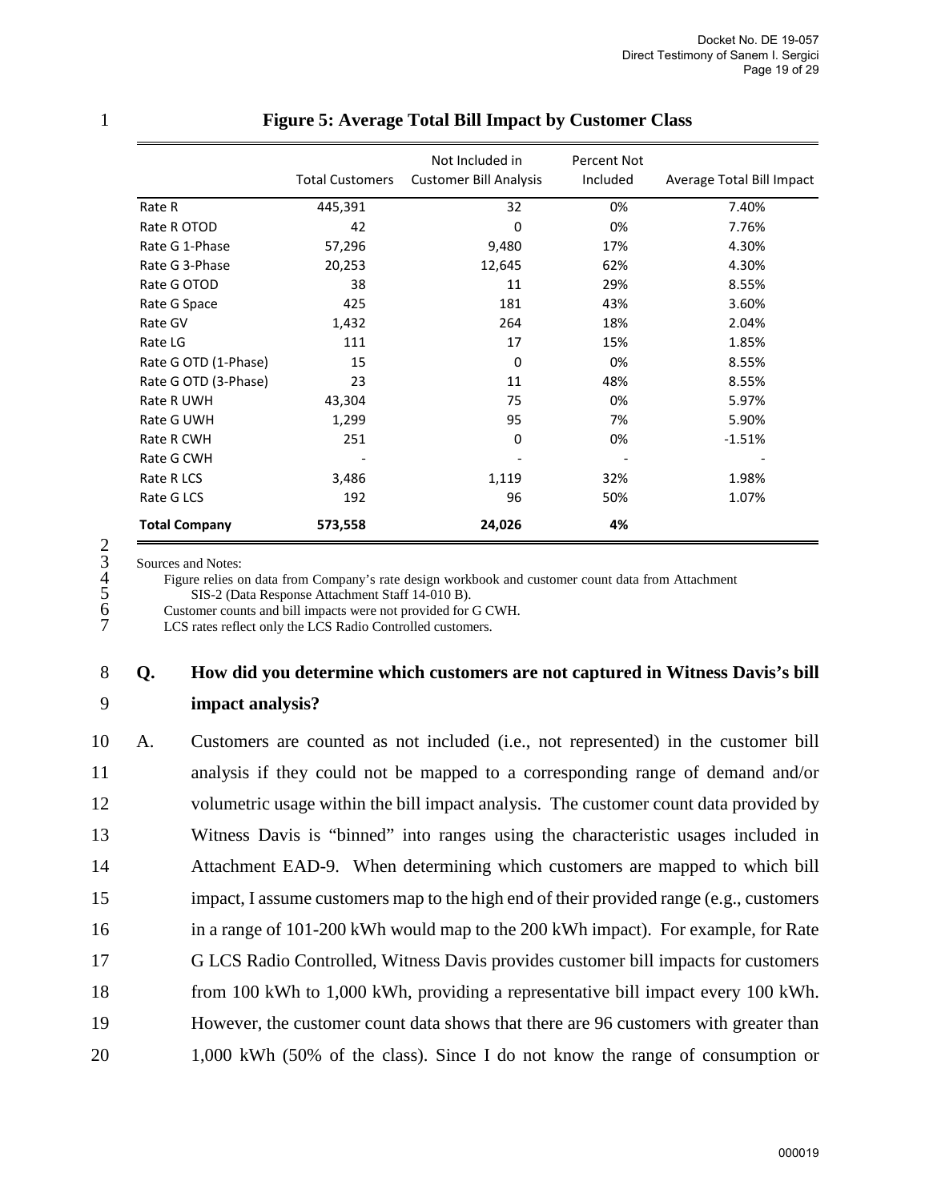**Figure 5: Average Total Bill Impact by Customer Class**

| | Total Customers | Not Included in Customer Bill Analysis | Percent Not Included | Average Total Bill Impact |
|---|---|---|---|---|
| Rate R | 445,391 | 32 | 0% | 7.40% |
| Rate R OTOD | 42 | 0 | 0% | 7.76% |
| Rate G 1-Phase | 57,296 | 9,480 | 17% | 4.30% |
| Rate G 3-Phase | 20,253 | 12,645 | 62% | 4.30% |
| Rate G OTOD | 38 | 11 | 29% | 8.55% |
| Rate G Space | 425 | 181 | 43% | 3.60% |
| Rate GV | 1,432 | 264 | 18% | 2.04% |
| Rate LG | 111 | 17 | 15% | 1.85% |
| Rate G OTD (1-Phase) | 15 | 0 | 0% | 8.55% |
| Rate G OTD (3-Phase) | 23 | 11 | 48% | 8.55% |
| Rate R UWH | 43,304 | 75 | 0% | 5.97% |
| Rate G UWH | 1,299 | 95 | 7% | 5.90% |
| Rate R CWH | 251 | 0 | 0% | -1.51% |
| Rate G CWH | - | - | - | - |
| Rate R LCS | 3,486 | 1,119 | 32% | 1.98% |
| Rate G LCS | 192 | 96 | 50% | 1.07% |
| **Total Company** | **573,558** | **24,026** | **4%** | |

Sources and Notes:

Figure relies on data from Company's rate design workbook and customer count data from Attachment SIS-2 (Data Response Attachment Staff 14-010 B).

Customer counts and bill impacts were not provided for G CWH.

LCS rates reflect only the LCS Radio Controlled customers.

**Q. How did you determine which customers are not captured in Witness Davis's bill impact analysis?**

A. Customers are counted as not included (i.e., not represented) in the customer bill analysis if they could not be mapped to a corresponding range of demand and/or volumetric usage within the bill impact analysis. The customer count data provided by Witness Davis is "binned" into ranges using the characteristic usages included in Attachment EAD-9. When determining which customers are mapped to which bill impact, I assume customers map to the high end of their provided range (e.g., customers in a range of 101-200 kWh would map to the 200 kWh impact). For example, for Rate G LCS Radio Controlled, Witness Davis provides customer bill impacts for customers from 100 kWh to 1,000 kWh, providing a representative bill impact every 100 kWh. However, the customer count data shows that there are 96 customers with greater than 1,000 kWh (50% of the class). Since I do not know the range of consumption or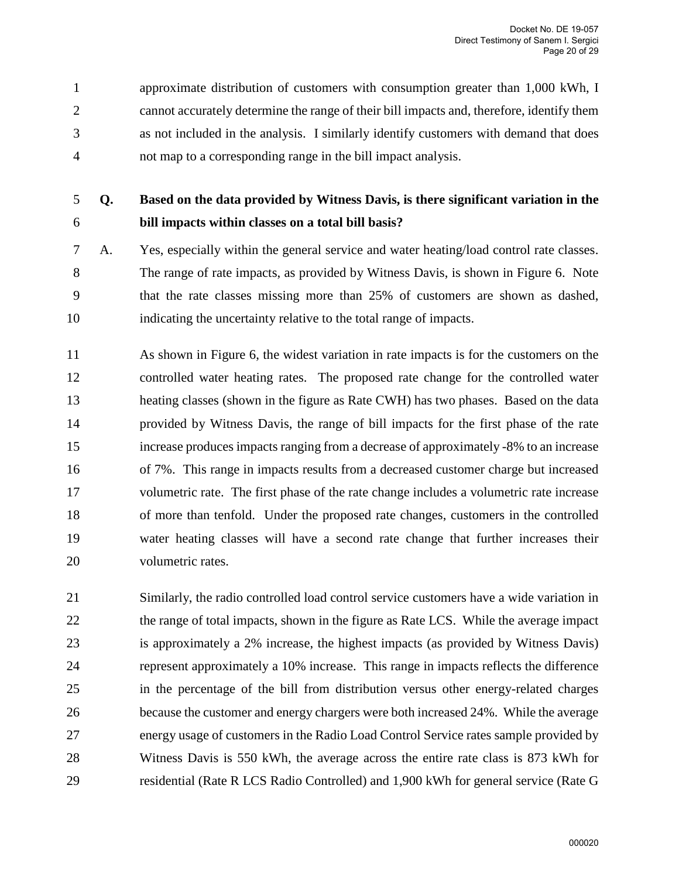approximate distribution of customers with consumption greater than 1,000 kWh, I cannot accurately determine the range of their bill impacts and, therefore, identify them as not included in the analysis. I similarly identify customers with demand that does not map to a corresponding range in the bill impact analysis.

**Q. Based on the data provided by Witness Davis, is there significant variation in the bill impacts within classes on a total bill basis?**

A. Yes, especially within the general service and water heating/load control rate classes. The range of rate impacts, as provided by Witness Davis, is shown in Figure 6. Note that the rate classes missing more than 25% of customers are shown as dashed, indicating the uncertainty relative to the total range of impacts.

As shown in Figure 6, the widest variation in rate impacts is for the customers on the controlled water heating rates. The proposed rate change for the controlled water heating classes (shown in the figure as Rate CWH) has two phases. Based on the data provided by Witness Davis, the range of bill impacts for the first phase of the rate increase produces impacts ranging from a decrease of approximately -8% to an increase of 7%. This range in impacts results from a decreased customer charge but increased volumetric rate. The first phase of the rate change includes a volumetric rate increase of more than tenfold. Under the proposed rate changes, customers in the controlled water heating classes will have a second rate change that further increases their volumetric rates.

Similarly, the radio controlled load control service customers have a wide variation in the range of total impacts, shown in the figure as Rate LCS. While the average impact is approximately a 2% increase, the highest impacts (as provided by Witness Davis) represent approximately a 10% increase. This range in impacts reflects the difference in the percentage of the bill from distribution versus other energy-related charges because the customer and energy chargers were both increased 24%. While the average energy usage of customers in the Radio Load Control Service rates sample provided by Witness Davis is 550 kWh, the average across the entire rate class is 873 kWh for residential (Rate R LCS Radio Controlled) and 1,900 kWh for general service (Rate G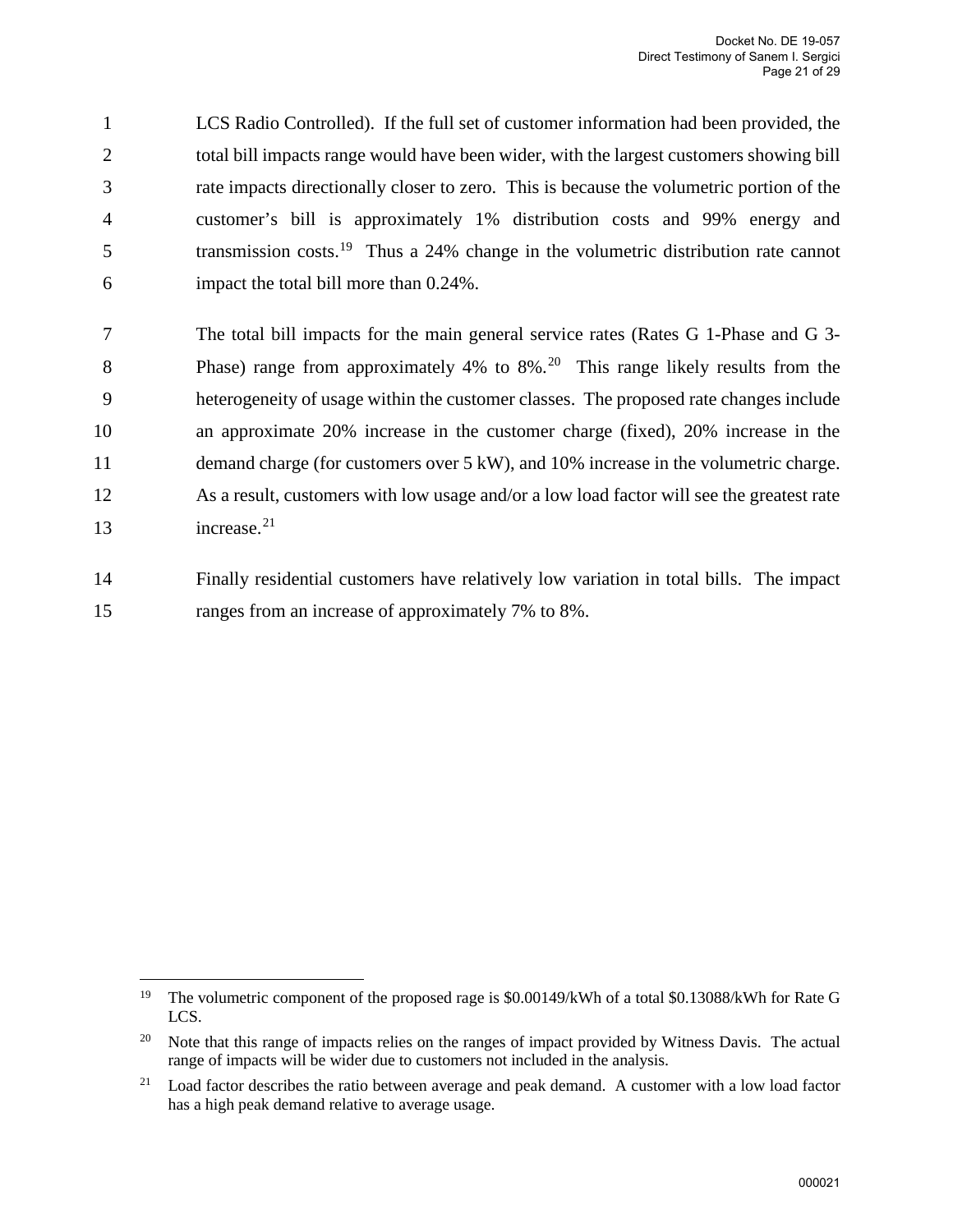LCS Radio Controlled). If the full set of customer information had been provided, the total bill impacts range would have been wider, with the largest customers showing bill rate impacts directionally closer to zero. This is because the volumetric portion of the customer's bill is approximately 1% distribution costs and 99% energy and transmission costs.[19] Thus a 24% change in the volumetric distribution rate cannot impact the total bill more than 0.24%.

The total bill impacts for the main general service rates (Rates G 1-Phase and G 3-Phase) range from approximately 4% to 8%.[20] This range likely results from the heterogeneity of usage within the customer classes. The proposed rate changes include an approximate 20% increase in the customer charge (fixed), 20% increase in the demand charge (for customers over 5 kW), and 10% increase in the volumetric charge. As a result, customers with low usage and/or a low load factor will see the greatest rate increase.[21]

Finally residential customers have relatively low variation in total bills. The impact ranges from an increase of approximately 7% to 8%.

---

[19] The volumetric component of the proposed rage is $0.00149/kWh of a total $0.13088/kWh for Rate G LCS.

[20] Note that this range of impacts relies on the ranges of impact provided by Witness Davis. The actual range of impacts will be wider due to customers not included in the analysis.

[21] Load factor describes the ratio between average and peak demand. A customer with a low load factor has a high peak demand relative to average usage.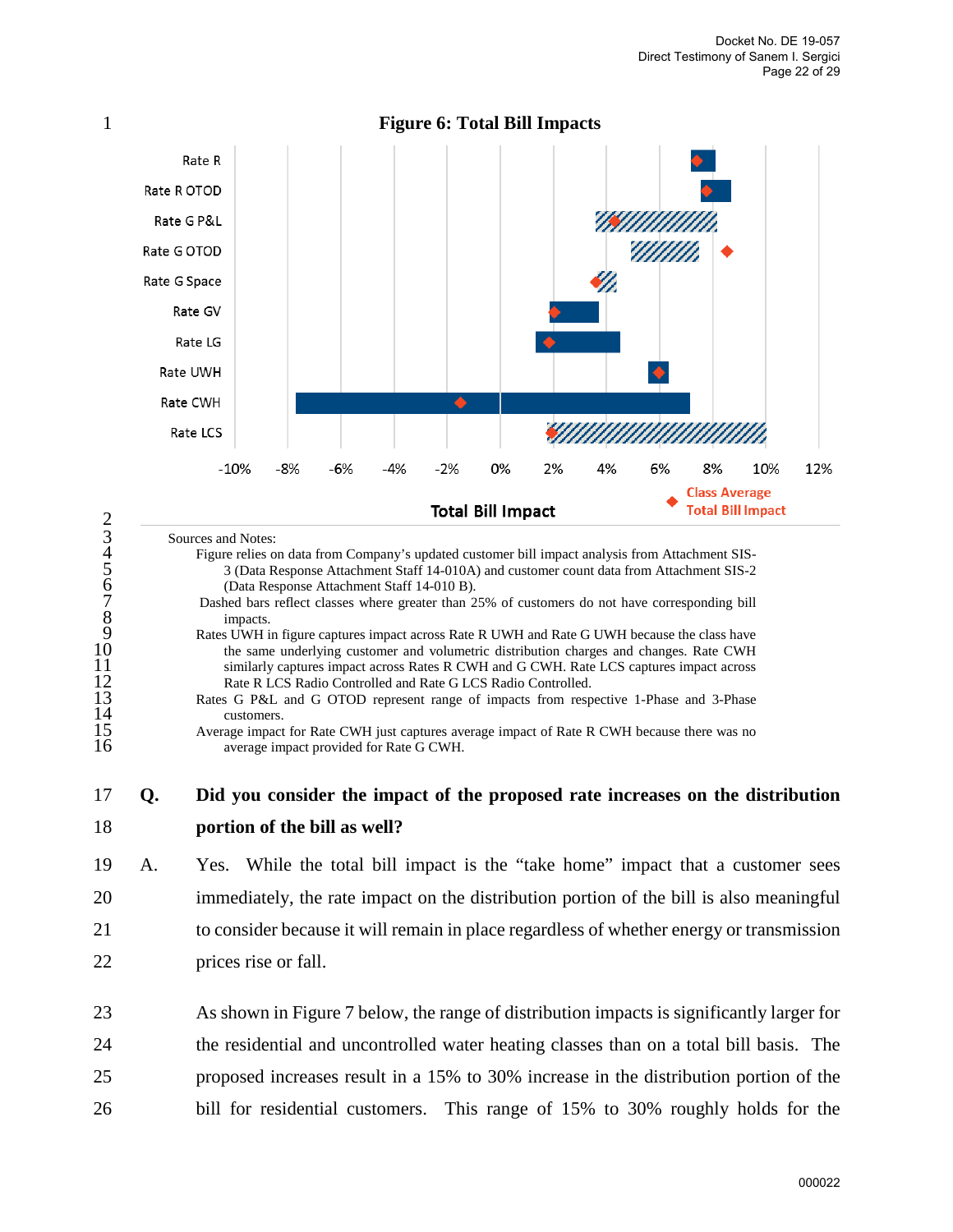**Figure 6: Total Bill Impacts**

Sources and Notes:

Figure relies on data from Company's updated customer bill impact analysis from Attachment SIS-3 (Data Response Attachment Staff 14-010A) and customer count data from Attachment SIS-2 (Data Response Attachment Staff 14-010 B).

Dashed bars reflect classes where greater than 25% of customers do not have corresponding bill impacts.

Rates UWH in figure captures impact across Rate R UWH and Rate G UWH because the class have the same underlying customer and volumetric distribution charges and changes. Rate CWH similarly captures impact across Rates R CWH and G CWH. Rate LCS captures impact across Rate R LCS Radio Controlled and Rate G LCS Radio Controlled.

Rates G P&L and G OTOD represent range of impacts from respective 1-Phase and 3-Phase customers.

Average impact for Rate CWH just captures average impact of Rate R CWH because there was no average impact provided for Rate G CWH.

**Q. Did you consider the impact of the proposed rate increases on the distribution portion of the bill as well?**

A. Yes. While the total bill impact is the "take home" impact that a customer sees immediately, the rate impact on the distribution portion of the bill is also meaningful to consider because it will remain in place regardless of whether energy or transmission prices rise or fall.

As shown in Figure 7 below, the range of distribution impacts is significantly larger for the residential and uncontrolled water heating classes than on a total bill basis. The proposed increases result in a 15% to 30% increase in the distribution portion of the bill for residential customers. This range of 15% to 30% roughly holds for the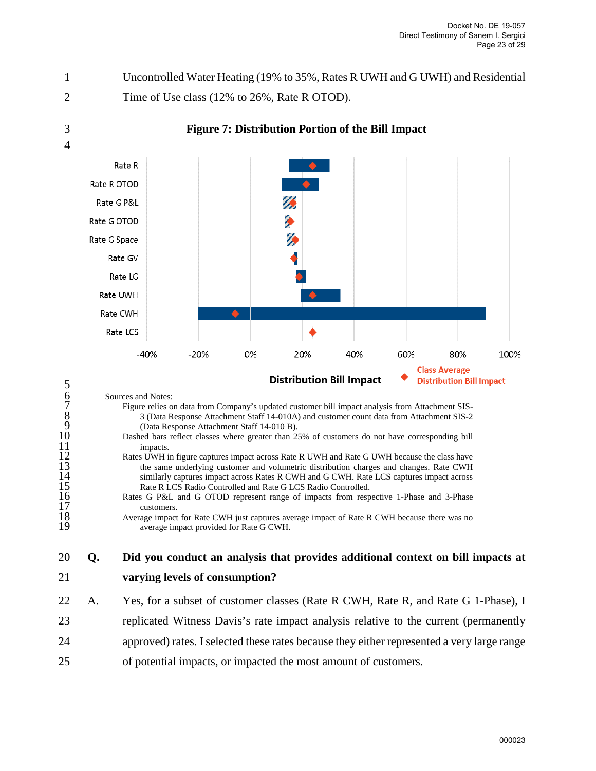Uncontrolled Water Heating (19% to 35%, Rates R UWH and G UWH) and Residential Time of Use class (12% to 26%, Rate R OTOD).

**Figure 7: Distribution Portion of the Bill Impact**

Sources and Notes:

Figure relies on data from Company's updated customer bill impact analysis from Attachment SIS-3 (Data Response Attachment Staff 14-010A) and customer count data from Attachment SIS-2 (Data Response Attachment Staff 14-010 B).

Dashed bars reflect classes where greater than 25% of customers do not have corresponding bill impacts.

Rates UWH in figure captures impact across Rate R UWH and Rate G UWH because the class have the same underlying customer and volumetric distribution charges and changes. Rate CWH similarly captures impact across Rates R CWH and G CWH. Rate LCS captures impact across Rate R LCS Radio Controlled and Rate G LCS Radio Controlled.

Rates G P&L and G OTOD represent range of impacts from respective 1-Phase and 3-Phase customers.

Average impact for Rate CWH just captures average impact of Rate R CWH because there was no average impact provided for Rate G CWH.

**Q. Did you conduct an analysis that provides additional context on bill impacts at varying levels of consumption?**

A. Yes, for a subset of customer classes (Rate R CWH, Rate R, and Rate G 1-Phase), I replicated Witness Davis's rate impact analysis relative to the current (permanently approved) rates. I selected these rates because they either represented a very large range of potential impacts, or impacted the most amount of customers.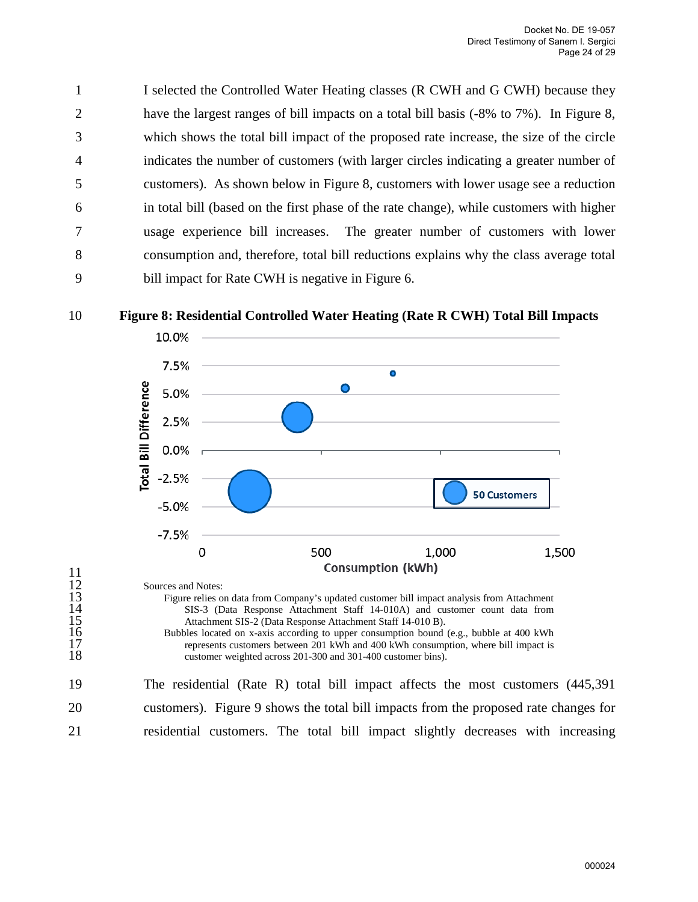I selected the Controlled Water Heating classes (R CWH and G CWH) because they have the largest ranges of bill impacts on a total bill basis (-8% to 7%). In Figure 8, which shows the total bill impact of the proposed rate increase, the size of the circle indicates the number of customers (with larger circles indicating a greater number of customers). As shown below in Figure 8, customers with lower usage see a reduction in total bill (based on the first phase of the rate change), while customers with higher usage experience bill increases. The greater number of customers with lower consumption and, therefore, total bill reductions explains why the class average total bill impact for Rate CWH is negative in Figure 6.

**Figure 8: Residential Controlled Water Heating (Rate R CWH) Total Bill Impacts**

Sources and Notes:

Figure relies on data from Company's updated customer bill impact analysis from Attachment SIS-3 (Data Response Attachment Staff 14-010A) and customer count data from Attachment SIS-2 (Data Response Attachment Staff 14-010 B).

Bubbles located on x-axis according to upper consumption bound (e.g., bubble at 400 kWh represents customers between 201 kWh and 400 kWh consumption, where bill impact is customer weighted across 201-300 and 301-400 customer bins).

The residential (Rate R) total bill impact affects the most customers (445,391 customers). Figure 9 shows the total bill impacts from the proposed rate changes for residential customers. The total bill impact slightly decreases with increasing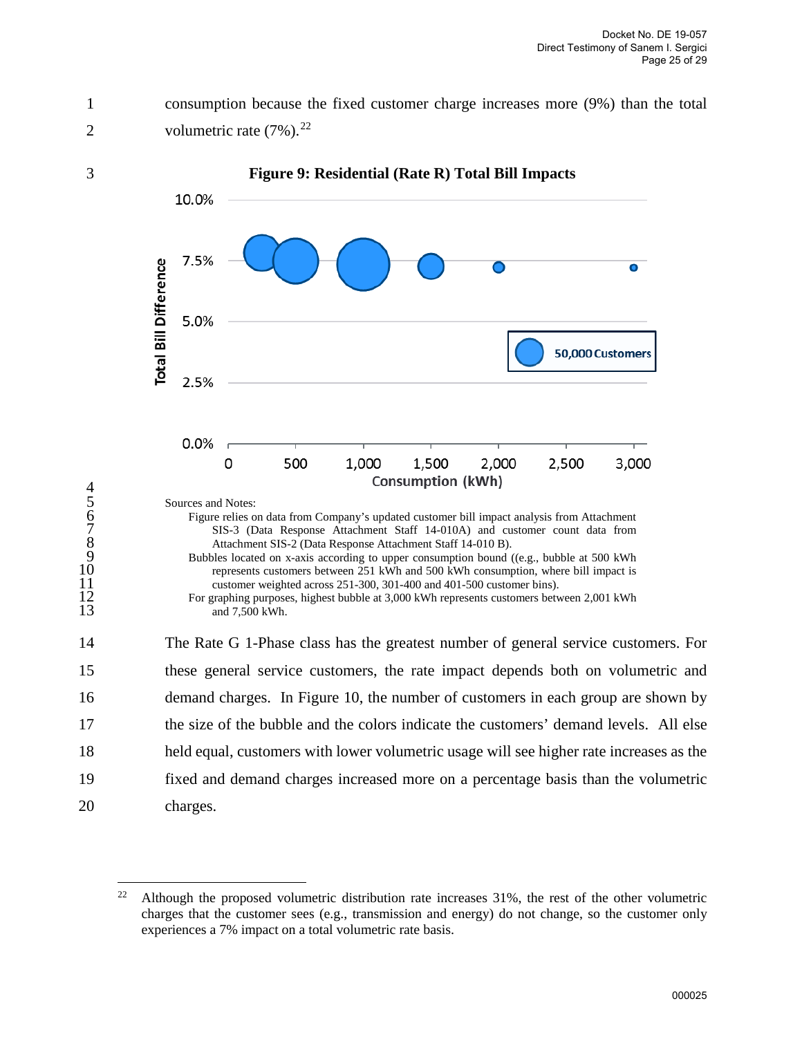consumption because the fixed customer charge increases more (9%) than the total volumetric rate (7%).[22]

**Figure 9: Residential (Rate R) Total Bill Impacts**

Sources and Notes:

Figure relies on data from Company's updated customer bill impact analysis from Attachment SIS-3 (Data Response Attachment Staff 14-010A) and customer count data from Attachment SIS-2 (Data Response Attachment Staff 14-010 B).

Bubbles located on x-axis according to upper consumption bound ((e.g., bubble at 500 kWh represents customers between 251 kWh and 500 kWh consumption, where bill impact is customer weighted across 251-300, 301-400 and 401-500 customer bins).

For graphing purposes, highest bubble at 3,000 kWh represents customers between 2,001 kWh and 7,500 kWh.

The Rate G 1-Phase class has the greatest number of general service customers. For these general service customers, the rate impact depends both on volumetric and demand charges. In Figure 10, the number of customers in each group are shown by the size of the bubble and the colors indicate the customers' demand levels. All else held equal, customers with lower volumetric usage will see higher rate increases as the fixed and demand charges increased more on a percentage basis than the volumetric charges.

---

[22] Although the proposed volumetric distribution rate increases 31%, the rest of the other volumetric charges that the customer sees (e.g., transmission and energy) do not change, so the customer only experiences a 7% impact on a total volumetric rate basis.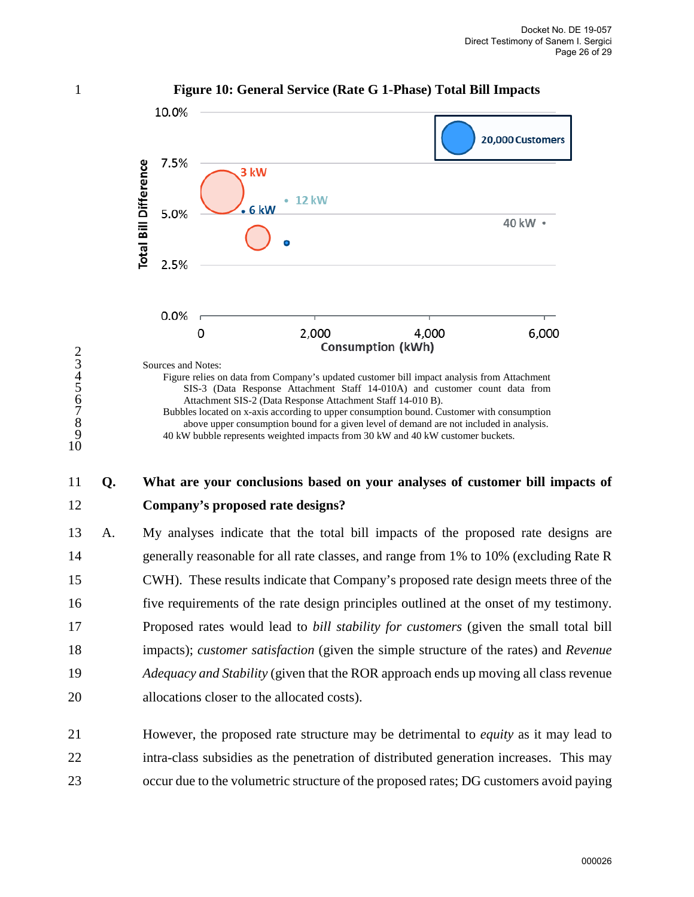**Figure 10: General Service (Rate G 1-Phase) Total Bill Impacts**

Sources and Notes:

Figure relies on data from Company's updated customer bill impact analysis from Attachment SIS-3 (Data Response Attachment Staff 14-010A) and customer count data from Attachment SIS-2 (Data Response Attachment Staff 14-010 B).

Bubbles located on x-axis according to upper consumption bound. Customer with consumption above upper consumption bound for a given level of demand are not included in analysis.

40 kW bubble represents weighted impacts from 30 kW and 40 kW customer buckets.

**Q. What are your conclusions based on your analyses of customer bill impacts of Company's proposed rate designs?**

A. My analyses indicate that the total bill impacts of the proposed rate designs are generally reasonable for all rate classes, and range from 1% to 10% (excluding Rate R CWH). These results indicate that Company's proposed rate design meets three of the five requirements of the rate design principles outlined at the onset of my testimony. Proposed rates would lead to *bill stability for customers* (given the small total bill impacts); *customer satisfaction* (given the simple structure of the rates) and *Revenue Adequacy and Stability* (given that the ROR approach ends up moving all class revenue allocations closer to the allocated costs).

However, the proposed rate structure may be detrimental to *equity* as it may lead to intra-class subsidies as the penetration of distributed generation increases. This may occur due to the volumetric structure of the proposed rates; DG customers avoid paying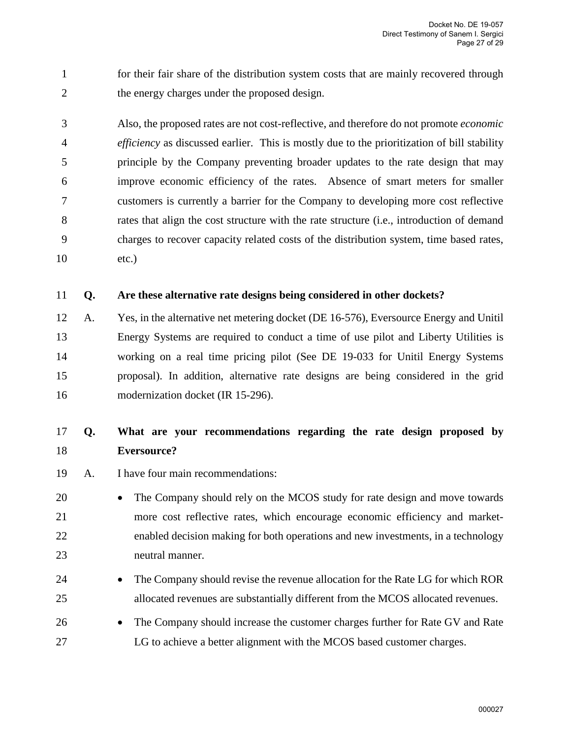for their fair share of the distribution system costs that are mainly recovered through the energy charges under the proposed design.

Also, the proposed rates are not cost-reflective, and therefore do not promote *economic efficiency* as discussed earlier. This is mostly due to the prioritization of bill stability principle by the Company preventing broader updates to the rate design that may improve economic efficiency of the rates. Absence of smart meters for smaller customers is currently a barrier for the Company to developing more cost reflective rates that align the cost structure with the rate structure (i.e., introduction of demand charges to recover capacity related costs of the distribution system, time based rates, etc.)

**Q. Are these alternative rate designs being considered in other dockets?**

A. Yes, in the alternative net metering docket (DE 16-576), Eversource Energy and Unitil Energy Systems are required to conduct a time of use pilot and Liberty Utilities is working on a real time pricing pilot (See DE 19-033 for Unitil Energy Systems proposal). In addition, alternative rate designs are being considered in the grid modernization docket (IR 15-296).

**Q. What are your recommendations regarding the rate design proposed by Eversource?**

A. I have four main recommendations:

- The Company should rely on the MCOS study for rate design and move towards more cost reflective rates, which encourage economic efficiency and market-enabled decision making for both operations and new investments, in a technology neutral manner.
- The Company should revise the revenue allocation for the Rate LG for which ROR allocated revenues are substantially different from the MCOS allocated revenues.
- The Company should increase the customer charges further for Rate GV and Rate LG to achieve a better alignment with the MCOS based customer charges.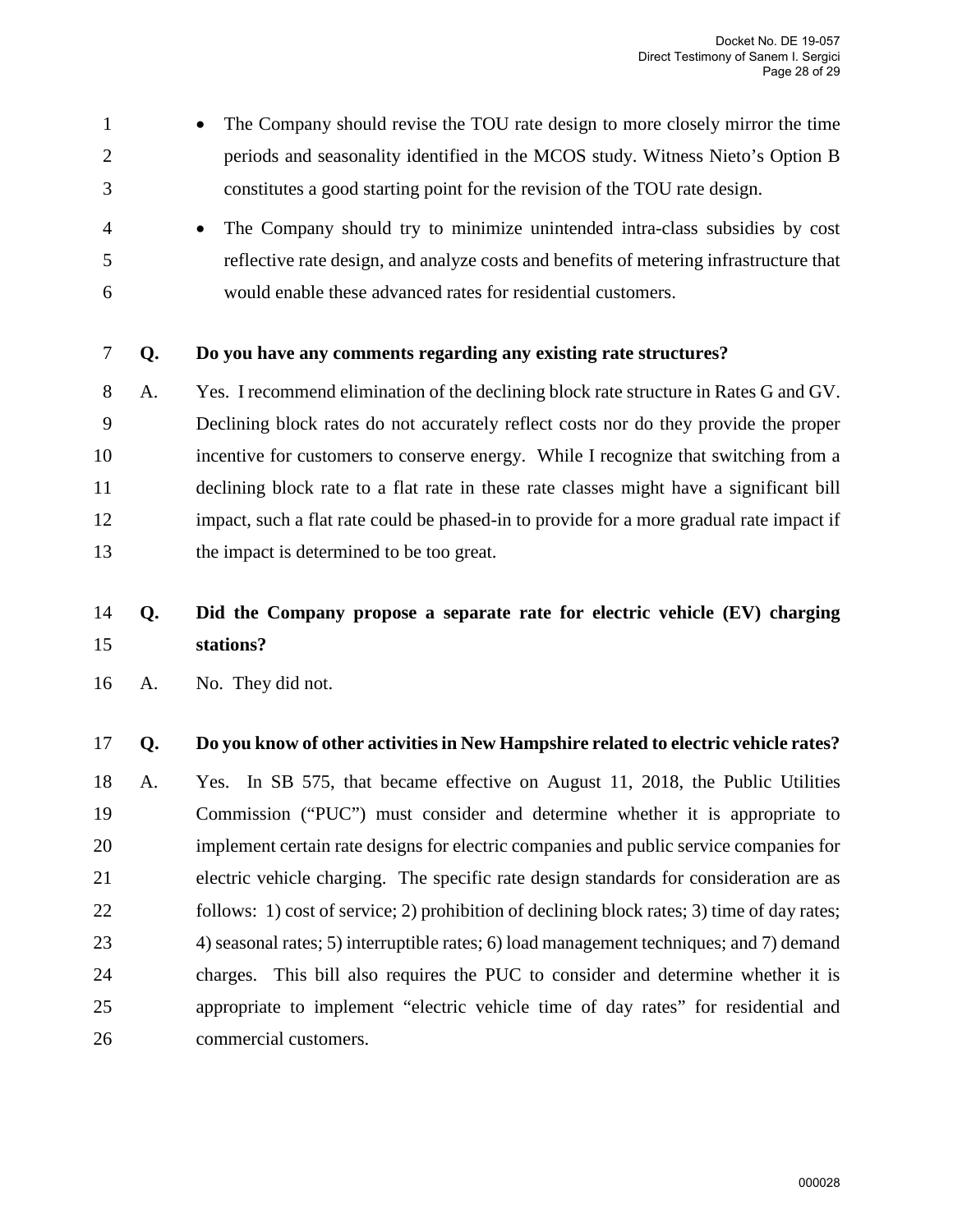- The Company should revise the TOU rate design to more closely mirror the time periods and seasonality identified in the MCOS study. Witness Nieto's Option B constitutes a good starting point for the revision of the TOU rate design.
- The Company should try to minimize unintended intra-class subsidies by cost reflective rate design, and analyze costs and benefits of metering infrastructure that would enable these advanced rates for residential customers.

**Q. Do you have any comments regarding any existing rate structures?**

A. Yes. I recommend elimination of the declining block rate structure in Rates G and GV. Declining block rates do not accurately reflect costs nor do they provide the proper incentive for customers to conserve energy. While I recognize that switching from a declining block rate to a flat rate in these rate classes might have a significant bill impact, such a flat rate could be phased-in to provide for a more gradual rate impact if the impact is determined to be too great.

**Q. Did the Company propose a separate rate for electric vehicle (EV) charging stations?**

A. No. They did not.

**Q. Do you know of other activities in New Hampshire related to electric vehicle rates?**

A. Yes. In SB 575, that became effective on August 11, 2018, the Public Utilities Commission ("PUC") must consider and determine whether it is appropriate to implement certain rate designs for electric companies and public service companies for electric vehicle charging. The specific rate design standards for consideration are as follows: 1) cost of service; 2) prohibition of declining block rates; 3) time of day rates; 4) seasonal rates; 5) interruptible rates; 6) load management techniques; and 7) demand charges. This bill also requires the PUC to consider and determine whether it is appropriate to implement "electric vehicle time of day rates" for residential and commercial customers.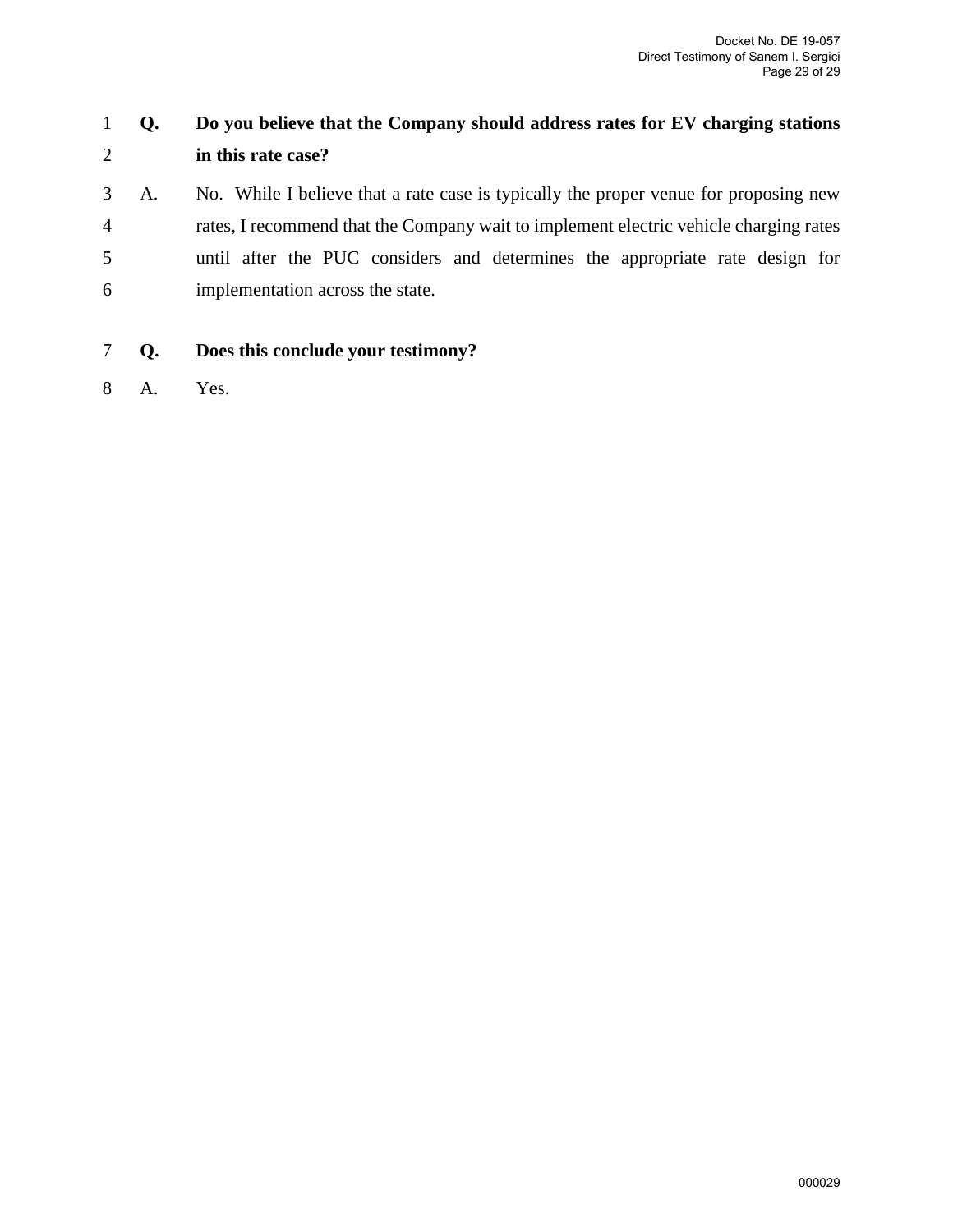**Q. Do you believe that the Company should address rates for EV charging stations in this rate case?**

A. No. While I believe that a rate case is typically the proper venue for proposing new rates, I recommend that the Company wait to implement electric vehicle charging rates until after the PUC considers and determines the appropriate rate design for implementation across the state.

**Q. Does this conclude your testimony?**

A. Yes.